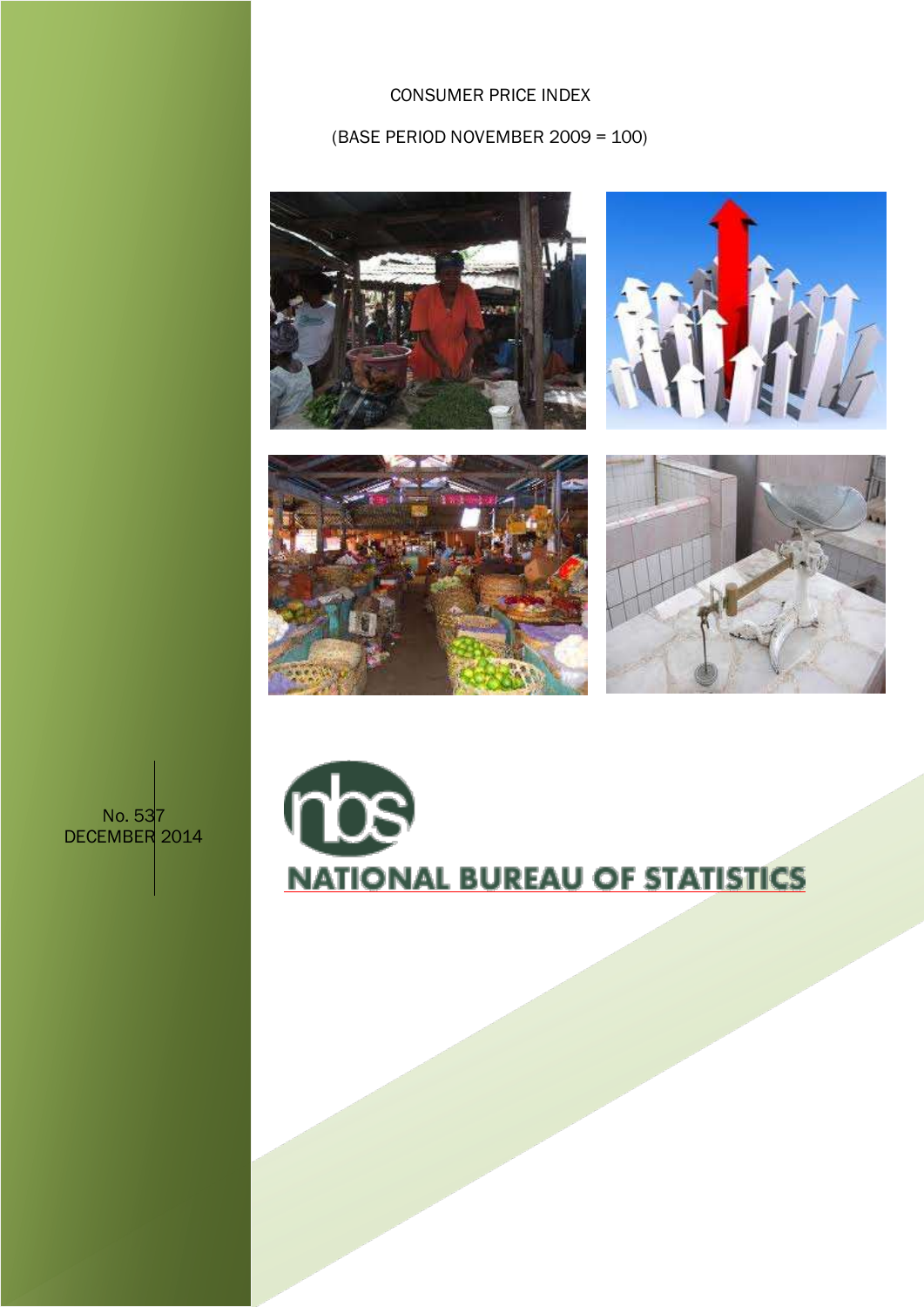# CONSUMER PRICE INDEX

(BASE PERIOD NOVEMBER 2009 = 100)

No. 537
DECEMBER 2014

NATIONAL BUREAU OF STATISTICS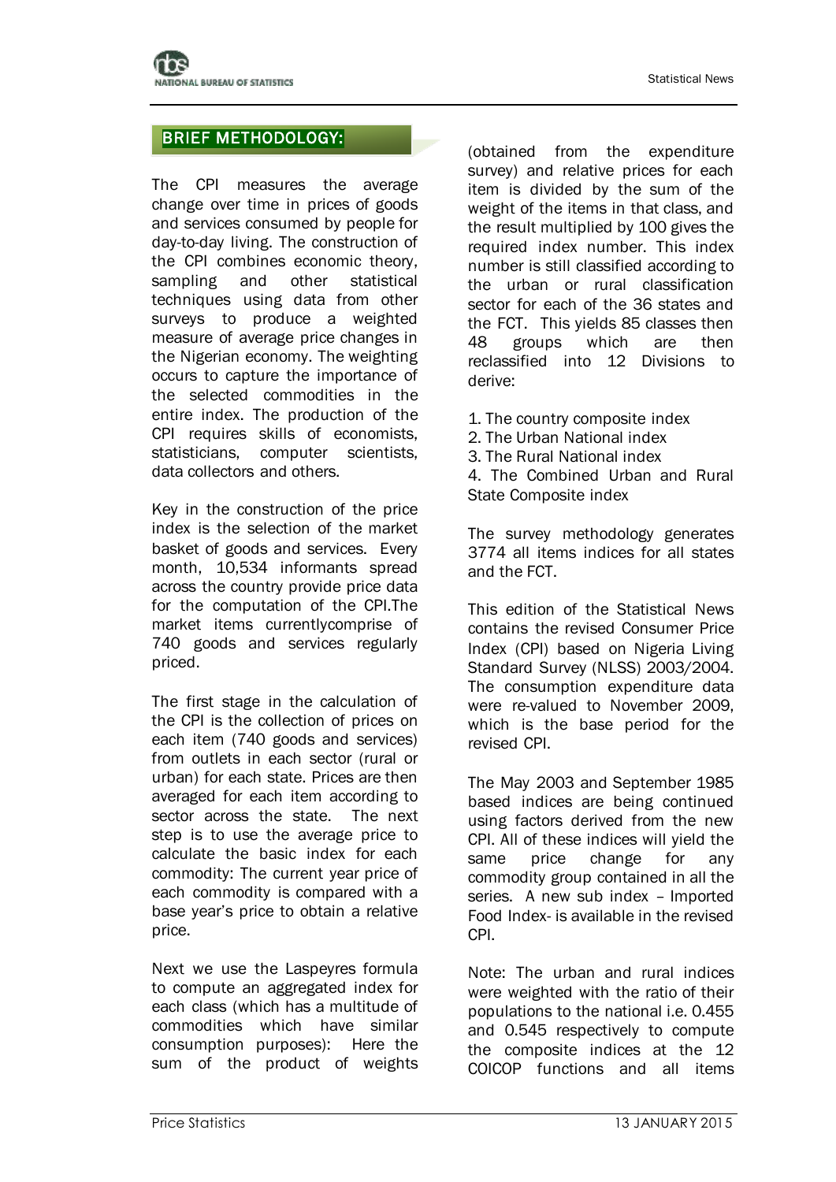## BRIEF METHODOLOGY:

The CPI measures the average change over time in prices of goods and services consumed by people for day-to-day living. The construction of the CPI combines economic theory, sampling and other statistical techniques using data from other surveys to produce a weighted measure of average price changes in the Nigerian economy. The weighting occurs to capture the importance of the selected commodities in the entire index. The production of the CPI requires skills of economists, statisticians, computer scientists, data collectors and others.

Key in the construction of the price index is the selection of the market basket of goods and services. Every month, 10,534 informants spread across the country provide price data for the computation of the CPI.The market items currentlycomprise of 740 goods and services regularly priced.

The first stage in the calculation of the CPI is the collection of prices on each item (740 goods and services) from outlets in each sector (rural or urban) for each state. Prices are then averaged for each item according to sector across the state. The next step is to use the average price to calculate the basic index for each commodity: The current year price of each commodity is compared with a base year's price to obtain a relative price.

Next we use the Laspeyres formula to compute an aggregated index for each class (which has a multitude of commodities which have similar consumption purposes): Here the sum of the product of weights (obtained from the expenditure survey) and relative prices for each item is divided by the sum of the weight of the items in that class, and the result multiplied by 100 gives the required index number. This index number is still classified according to the urban or rural classification sector for each of the 36 states and the FCT. This yields 85 classes then 48 groups which are then reclassified into 12 Divisions to derive:

1. The country composite index
2. The Urban National index
3. The Rural National index
4. The Combined Urban and Rural State Composite index

The survey methodology generates 3774 all items indices for all states and the FCT.

This edition of the Statistical News contains the revised Consumer Price Index (CPI) based on Nigeria Living Standard Survey (NLSS) 2003/2004. The consumption expenditure data were re-valued to November 2009, which is the base period for the revised CPI.

The May 2003 and September 1985 based indices are being continued using factors derived from the new CPI. All of these indices will yield the same price change for any commodity group contained in all the series. A new sub index – Imported Food Index- is available in the revised CPI.

Note: The urban and rural indices were weighted with the ratio of their populations to the national i.e. 0.455 and 0.545 respectively to compute the composite indices at the 12 COICOP functions and all items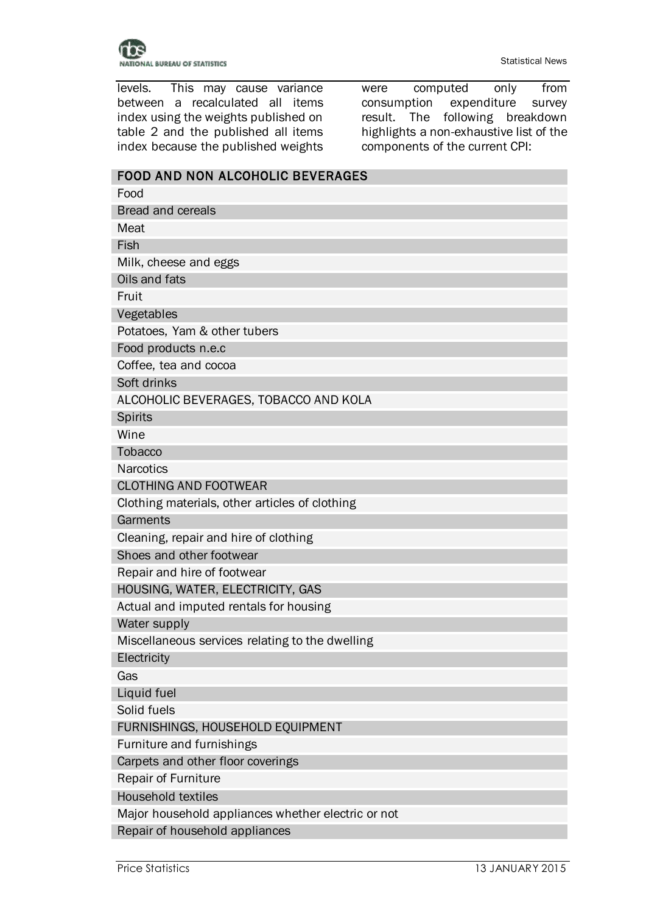levels. This may cause variance between a recalculated all items index using the weights published on table 2 and the published all items index because the published weights were computed only from consumption expenditure survey result. The following breakdown highlights a non-exhaustive list of the components of the current CPI:

| FOOD AND NON ALCOHOLIC BEVERAGES |
|---|
| Food |
| Bread and cereals |
| Meat |
| Fish |
| Milk, cheese and eggs |
| Oils and fats |
| Fruit |
| Vegetables |
| Potatoes, Yam & other tubers |
| Food products n.e.c |
| Coffee, tea and cocoa |
| Soft drinks |
| ALCOHOLIC BEVERAGES, TOBACCO AND KOLA |
| Spirits |
| Wine |
| Tobacco |
| Narcotics |
| CLOTHING AND FOOTWEAR |
| Clothing materials, other articles of clothing |
| Garments |
| Cleaning, repair and hire of clothing |
| Shoes and other footwear |
| Repair and hire of footwear |
| HOUSING, WATER, ELECTRICITY, GAS |
| Actual and imputed rentals for housing |
| Water supply |
| Miscellaneous services relating to the dwelling |
| Electricity |
| Gas |
| Liquid fuel |
| Solid fuels |
| FURNISHINGS, HOUSEHOLD EQUIPMENT |
| Furniture and furnishings |
| Carpets and other floor coverings |
| Repair of Furniture |
| Household textiles |
| Major household appliances whether electric or not |
| Repair of household appliances |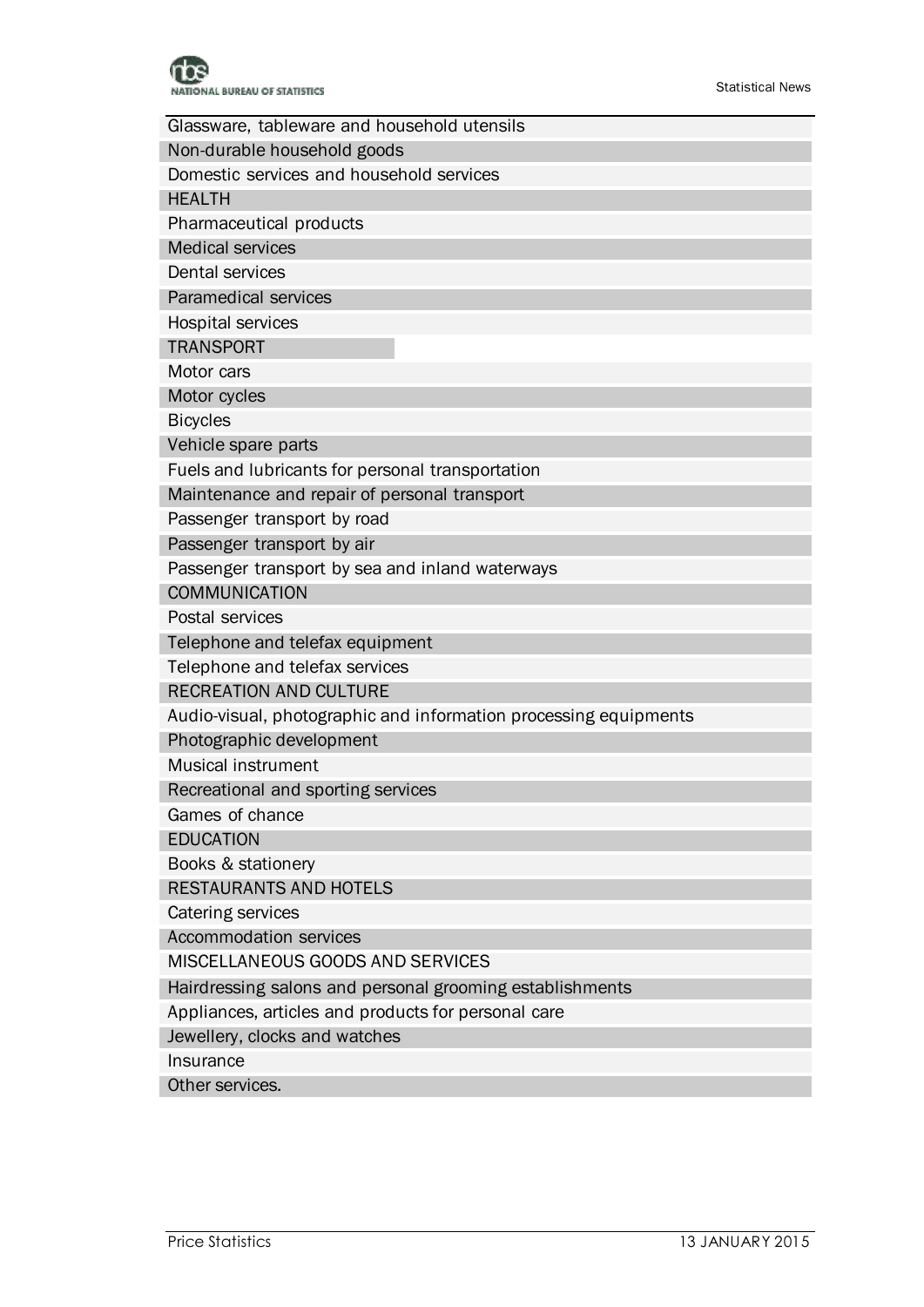| Glassware, tableware and household utensils |
|---|
| Non-durable household goods |
| Domestic services and household services |
| HEALTH |
| Pharmaceutical products |
| Medical services |
| Dental services |
| Paramedical services |
| Hospital services |
| TRANSPORT |
| Motor cars |
| Motor cycles |
| Bicycles |
| Vehicle spare parts |
| Fuels and lubricants for personal transportation |
| Maintenance and repair of personal transport |
| Passenger transport by road |
| Passenger transport by air |
| Passenger transport by sea and inland waterways |
| COMMUNICATION |
| Postal services |
| Telephone and telefax equipment |
| Telephone and telefax services |
| RECREATION AND CULTURE |
| Audio-visual, photographic and information processing equipments |
| Photographic development |
| Musical instrument |
| Recreational and sporting services |
| Games of chance |
| EDUCATION |
| Books & stationery |
| RESTAURANTS AND HOTELS |
| Catering services |
| Accommodation services |
| MISCELLANEOUS GOODS AND SERVICES |
| Hairdressing salons and personal grooming establishments |
| Appliances, articles and products for personal care |
| Jewellery, clocks and watches |
| Insurance |
| Other services. |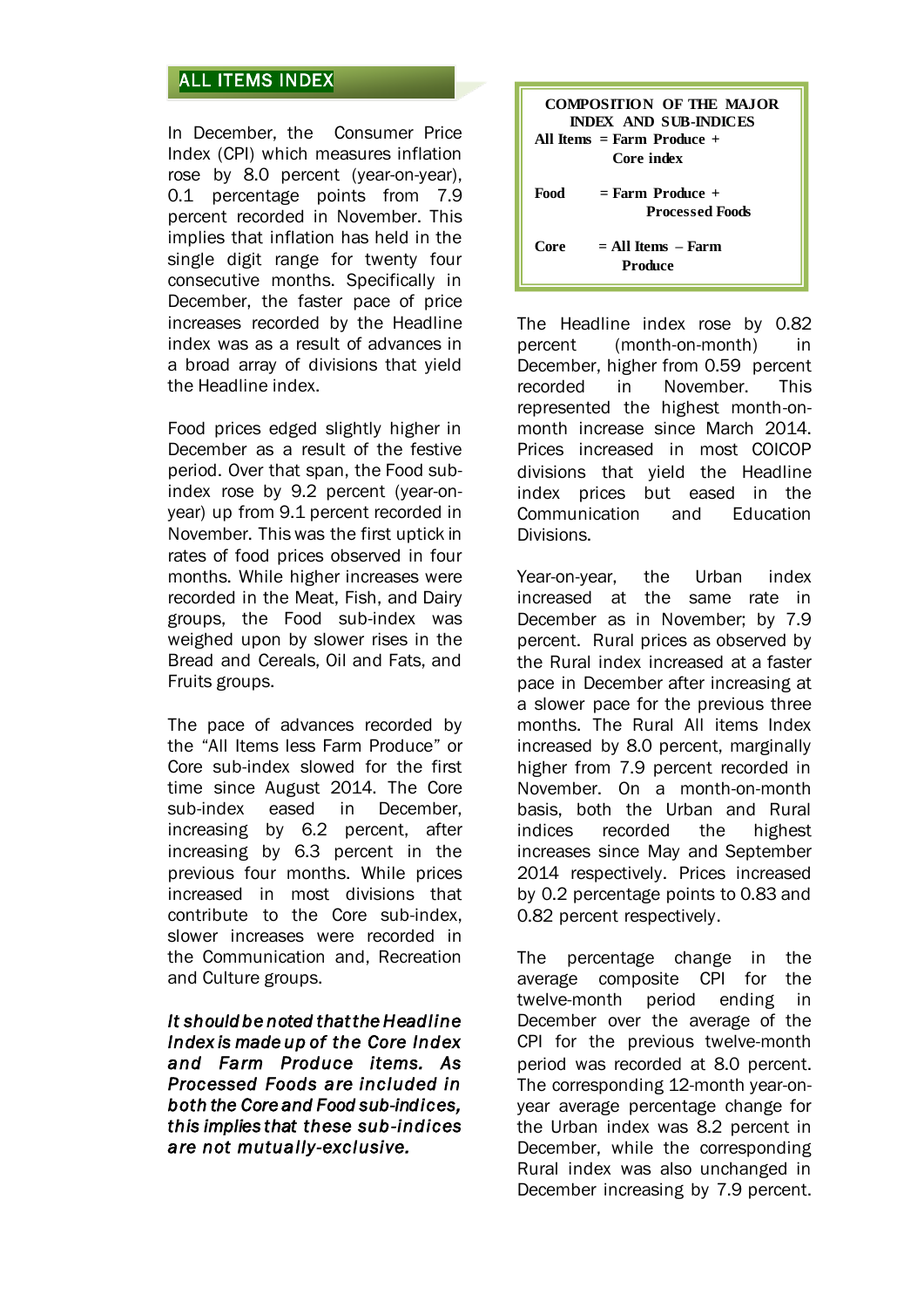## ALL ITEMS INDEX

In December, the Consumer Price Index (CPI) which measures inflation rose by 8.0 percent (year-on-year), 0.1 percentage points from 7.9 percent recorded in November. This implies that inflation has held in the single digit range for twenty four consecutive months. Specifically in December, the faster pace of price increases recorded by the Headline index was as a result of advances in a broad array of divisions that yield the Headline index.

Food prices edged slightly higher in December as a result of the festive period. Over that span, the Food sub-index rose by 9.2 percent (year-on-year) up from 9.1 percent recorded in November. This was the first uptick in rates of food prices observed in four months. While higher increases were recorded in the Meat, Fish, and Dairy groups, the Food sub-index was weighed upon by slower rises in the Bread and Cereals, Oil and Fats, and Fruits groups.

The pace of advances recorded by the "All Items less Farm Produce" or Core sub-index slowed for the first time since August 2014. The Core sub-index eased in December, increasing by 6.2 percent, after increasing by 6.3 percent in the previous four months. While prices increased in most divisions that contribute to the Core sub-index, slower increases were recorded in the Communication and, Recreation and Culture groups.

***It should be noted that the Headline Index is made up of the Core Index and Farm Produce items. As Processed Foods are included in both the Core and Food sub-indices, this implies that these sub-indices are not mutually-exclusive.***

| COMPOSITION OF THE MAJOR INDEX AND SUB-INDICES | |
|---|---|
| **All Items** | **= Farm Produce + Core index** |
| **Food** | **= Farm Produce + Processed Foods** |
| **Core** | **= All Items – Farm Produce** |

The Headline index rose by 0.82 percent (month-on-month) in December, higher from 0.59 percent recorded in November. This represented the highest month-on-month increase since March 2014. Prices increased in most COICOP divisions that yield the Headline index prices but eased in the Communication and Education Divisions.

Year-on-year, the Urban index increased at the same rate in December as in November; by 7.9 percent. Rural prices as observed by the Rural index increased at a faster pace in December after increasing at a slower pace for the previous three months. The Rural All items Index increased by 8.0 percent, marginally higher from 7.9 percent recorded in November. On a month-on-month basis, both the Urban and Rural indices recorded the highest increases since May and September 2014 respectively. Prices increased by 0.2 percentage points to 0.83 and 0.82 percent respectively.

The percentage change in the average composite CPI for the twelve-month period ending in December over the average of the CPI for the previous twelve-month period was recorded at 8.0 percent. The corresponding 12-month year-on-year average percentage change for the Urban index was 8.2 percent in December, while the corresponding Rural index was also unchanged in December increasing by 7.9 percent.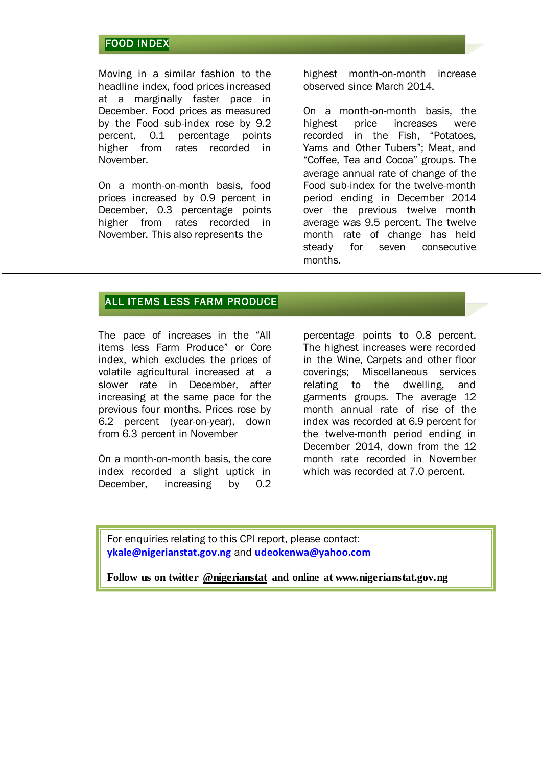## FOOD INDEX

Moving in a similar fashion to the headline index, food prices increased at a marginally faster pace in December. Food prices as measured by the Food sub-index rose by 9.2 percent, 0.1 percentage points higher from rates recorded in November.

On a month-on-month basis, food prices increased by 0.9 percent in December, 0.3 percentage points higher from rates recorded in November. This also represents the highest month-on-month increase observed since March 2014.

On a month-on-month basis, the highest price increases were recorded in the Fish, "Potatoes, Yams and Other Tubers"; Meat, and "Coffee, Tea and Cocoa" groups. The average annual rate of change of the Food sub-index for the twelve-month period ending in December 2014 over the previous twelve month average was 9.5 percent. The twelve month rate of change has held steady for seven consecutive months.

---

## ALL ITEMS LESS FARM PRODUCE

The pace of increases in the "All items less Farm Produce" or Core index, which excludes the prices of volatile agricultural increased at a slower rate in December, after increasing at the same pace for the previous four months. Prices rose by 6.2 percent (year-on-year), down from 6.3 percent in November

On a month-on-month basis, the core index recorded a slight uptick in December, increasing by 0.2 percentage points to 0.8 percent. The highest increases were recorded in the Wine, Carpets and other floor coverings; Miscellaneous services relating to the dwelling, and garments groups. The average 12 month annual rate of rise of the index was recorded at 6.9 percent for the twelve-month period ending in December 2014, down from the 12 month rate recorded in November which was recorded at 7.0 percent.

---

For enquiries relating to this CPI report, please contact:
**ykale@nigerianstat.gov.ng** and **udeokenwa@yahoo.com**

**Follow us on twitter @nigerianstat and online at www.nigerianstat.gov.ng**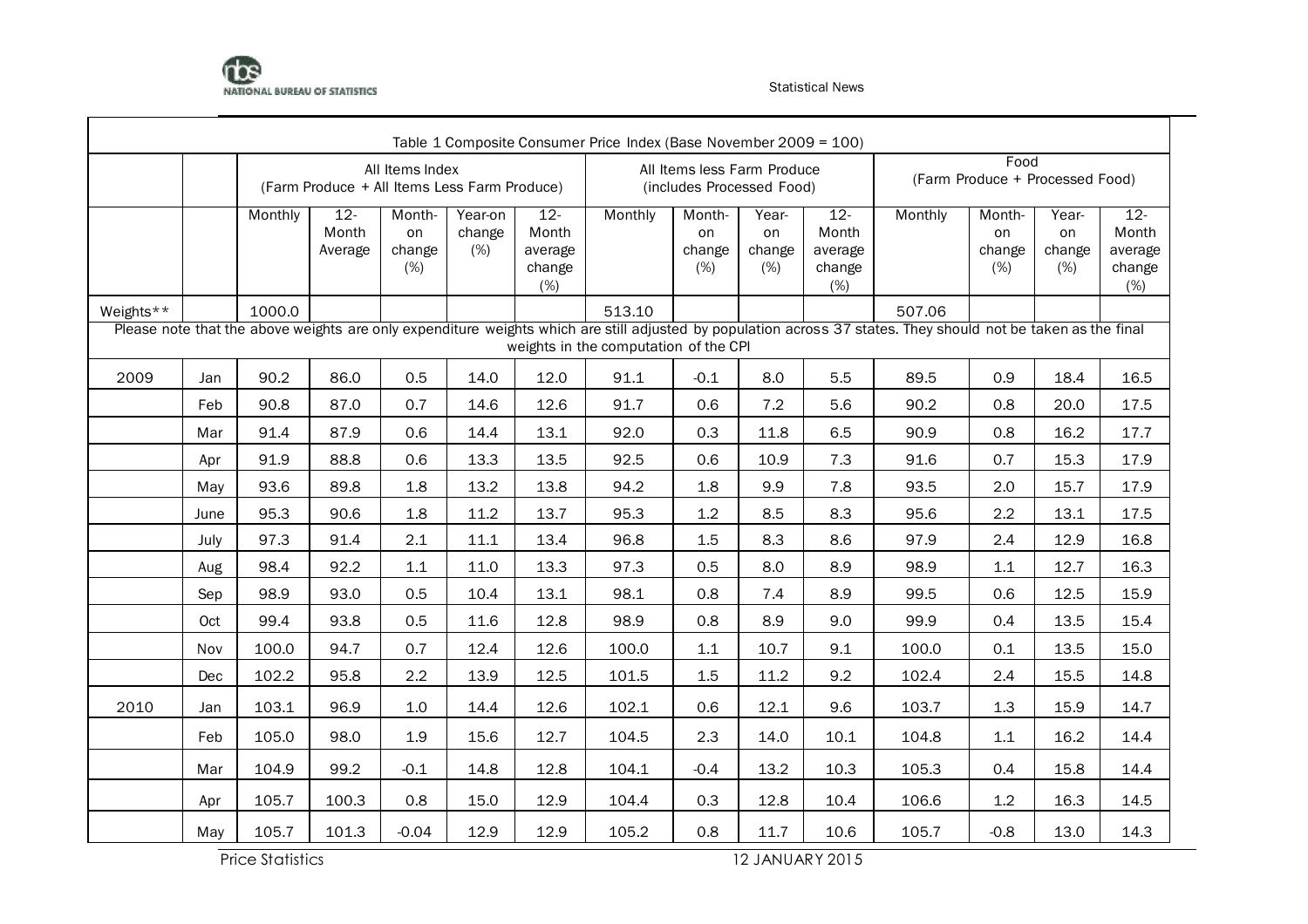| Table 1 Composite Consumer Price Index (Base November 2009 = 100) | | | | | | | | | | | | | | |
|---|---|---|---|---|---|---|---|---|---|---|---|---|---|---|
| | | All Items Index (Farm Produce + All Items Less Farm Produce) | | | | | All Items less Farm Produce (includes Processed Food) | | | | Food (Farm Produce + Processed Food) | | | |
| | | Monthly | 12-Month Average | Month-on change (%) | Year-on change (%) | 12-Month average change (%) | Monthly | Month-on change (%) | Year-on change (%) | 12-Month average change (%) | Monthly | Month-on change (%) | Year-on change (%) | 12-Month average change (%) |
| Weights** | | 1000.0 | | | | | 513.10 | | | | 507.06 | | | |
| Please note that the above weights are only expenditure weights which are still adjusted by population across 37 states. They should not be taken as the final weights in the computation of the CPI | | | | | | | | | | | | | | |
| 2009 | Jan | 90.2 | 86.0 | 0.5 | 14.0 | 12.0 | 91.1 | -0.1 | 8.0 | 5.5 | 89.5 | 0.9 | 18.4 | 16.5 |
| | Feb | 90.8 | 87.0 | 0.7 | 14.6 | 12.6 | 91.7 | 0.6 | 7.2 | 5.6 | 90.2 | 0.8 | 20.0 | 17.5 |
| | Mar | 91.4 | 87.9 | 0.6 | 14.4 | 13.1 | 92.0 | 0.3 | 11.8 | 6.5 | 90.9 | 0.8 | 16.2 | 17.7 |
| | Apr | 91.9 | 88.8 | 0.6 | 13.3 | 13.5 | 92.5 | 0.6 | 10.9 | 7.3 | 91.6 | 0.7 | 15.3 | 17.9 |
| | May | 93.6 | 89.8 | 1.8 | 13.2 | 13.8 | 94.2 | 1.8 | 9.9 | 7.8 | 93.5 | 2.0 | 15.7 | 17.9 |
| | June | 95.3 | 90.6 | 1.8 | 11.2 | 13.7 | 95.3 | 1.2 | 8.5 | 8.3 | 95.6 | 2.2 | 13.1 | 17.5 |
| | July | 97.3 | 91.4 | 2.1 | 11.1 | 13.4 | 96.8 | 1.5 | 8.3 | 8.6 | 97.9 | 2.4 | 12.9 | 16.8 |
| | Aug | 98.4 | 92.2 | 1.1 | 11.0 | 13.3 | 97.3 | 0.5 | 8.0 | 8.9 | 98.9 | 1.1 | 12.7 | 16.3 |
| | Sep | 98.9 | 93.0 | 0.5 | 10.4 | 13.1 | 98.1 | 0.8 | 7.4 | 8.9 | 99.5 | 0.6 | 12.5 | 15.9 |
| | Oct | 99.4 | 93.8 | 0.5 | 11.6 | 12.8 | 98.9 | 0.8 | 8.9 | 9.0 | 99.9 | 0.4 | 13.5 | 15.4 |
| | Nov | 100.0 | 94.7 | 0.7 | 12.4 | 12.6 | 100.0 | 1.1 | 10.7 | 9.1 | 100.0 | 0.1 | 13.5 | 15.0 |
| | Dec | 102.2 | 95.8 | 2.2 | 13.9 | 12.5 | 101.5 | 1.5 | 11.2 | 9.2 | 102.4 | 2.4 | 15.5 | 14.8 |
| 2010 | Jan | 103.1 | 96.9 | 1.0 | 14.4 | 12.6 | 102.1 | 0.6 | 12.1 | 9.6 | 103.7 | 1.3 | 15.9 | 14.7 |
| | Feb | 105.0 | 98.0 | 1.9 | 15.6 | 12.7 | 104.5 | 2.3 | 14.0 | 10.1 | 104.8 | 1.1 | 16.2 | 14.4 |
| | Mar | 104.9 | 99.2 | -0.1 | 14.8 | 12.8 | 104.1 | -0.4 | 13.2 | 10.3 | 105.3 | 0.4 | 15.8 | 14.4 |
| | Apr | 105.7 | 100.3 | 0.8 | 15.0 | 12.9 | 104.4 | 0.3 | 12.8 | 10.4 | 106.6 | 1.2 | 16.3 | 14.5 |
| | May | 105.7 | 101.3 | -0.04 | 12.9 | 12.9 | 105.2 | 0.8 | 11.7 | 10.6 | 105.7 | -0.8 | 13.0 | 14.3 |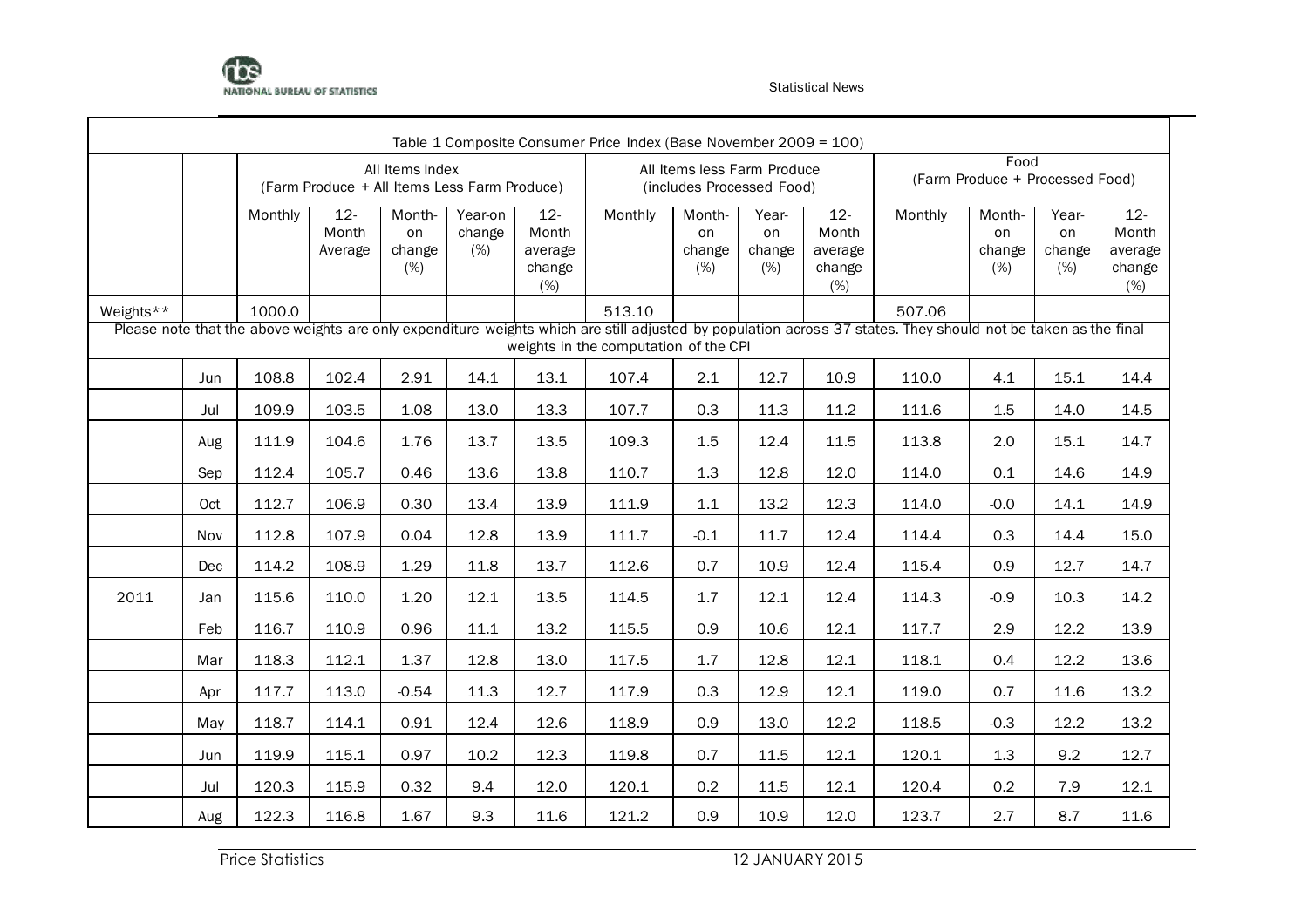| Table 1 Composite Consumer Price Index (Base November 2009 = 100) | | | | | | | | | | | | | | |
|---|---|---|---|---|---|---|---|---|---|---|---|---|---|---|
| | | All Items Index (Farm Produce + All Items Less Farm Produce) | | | | | All Items less Farm Produce (includes Processed Food) | | | | Food (Farm Produce + Processed Food) | | | |
| | | Monthly | 12-Month Average | Month-on change (%) | Year-on change (%) | 12-Month average change (%) | Monthly | Month-on change (%) | Year-on change (%) | 12-Month average change (%) | Monthly | Month-on change (%) | Year-on change (%) | 12-Month average change (%) |
| Weights** | | 1000.0 | | | | | 513.10 | | | | 507.06 | | | |
| Please note that the above weights are only expenditure weights which are still adjusted by population across 37 states. They should not be taken as the final weights in the computation of the CPI | | | | | | | | | | | | | | |
| | Jun | 108.8 | 102.4 | 2.91 | 14.1 | 13.1 | 107.4 | 2.1 | 12.7 | 10.9 | 110.0 | 4.1 | 15.1 | 14.4 |
| | Jul | 109.9 | 103.5 | 1.08 | 13.0 | 13.3 | 107.7 | 0.3 | 11.3 | 11.2 | 111.6 | 1.5 | 14.0 | 14.5 |
| | Aug | 111.9 | 104.6 | 1.76 | 13.7 | 13.5 | 109.3 | 1.5 | 12.4 | 11.5 | 113.8 | 2.0 | 15.1 | 14.7 |
| | Sep | 112.4 | 105.7 | 0.46 | 13.6 | 13.8 | 110.7 | 1.3 | 12.8 | 12.0 | 114.0 | 0.1 | 14.6 | 14.9 |
| | Oct | 112.7 | 106.9 | 0.30 | 13.4 | 13.9 | 111.9 | 1.1 | 13.2 | 12.3 | 114.0 | -0.0 | 14.1 | 14.9 |
| | Nov | 112.8 | 107.9 | 0.04 | 12.8 | 13.9 | 111.7 | -0.1 | 11.7 | 12.4 | 114.4 | 0.3 | 14.4 | 15.0 |
| | Dec | 114.2 | 108.9 | 1.29 | 11.8 | 13.7 | 112.6 | 0.7 | 10.9 | 12.4 | 115.4 | 0.9 | 12.7 | 14.7 |
| 2011 | Jan | 115.6 | 110.0 | 1.20 | 12.1 | 13.5 | 114.5 | 1.7 | 12.1 | 12.4 | 114.3 | -0.9 | 10.3 | 14.2 |
| | Feb | 116.7 | 110.9 | 0.96 | 11.1 | 13.2 | 115.5 | 0.9 | 10.6 | 12.1 | 117.7 | 2.9 | 12.2 | 13.9 |
| | Mar | 118.3 | 112.1 | 1.37 | 12.8 | 13.0 | 117.5 | 1.7 | 12.8 | 12.1 | 118.1 | 0.4 | 12.2 | 13.6 |
| | Apr | 117.7 | 113.0 | -0.54 | 11.3 | 12.7 | 117.9 | 0.3 | 12.9 | 12.1 | 119.0 | 0.7 | 11.6 | 13.2 |
| | May | 118.7 | 114.1 | 0.91 | 12.4 | 12.6 | 118.9 | 0.9 | 13.0 | 12.2 | 118.5 | -0.3 | 12.2 | 13.2 |
| | Jun | 119.9 | 115.1 | 0.97 | 10.2 | 12.3 | 119.8 | 0.7 | 11.5 | 12.1 | 120.1 | 1.3 | 9.2 | 12.7 |
| | Jul | 120.3 | 115.9 | 0.32 | 9.4 | 12.0 | 120.1 | 0.2 | 11.5 | 12.1 | 120.4 | 0.2 | 7.9 | 12.1 |
| | Aug | 122.3 | 116.8 | 1.67 | 9.3 | 11.6 | 121.2 | 0.9 | 10.9 | 12.0 | 123.7 | 2.7 | 8.7 | 11.6 |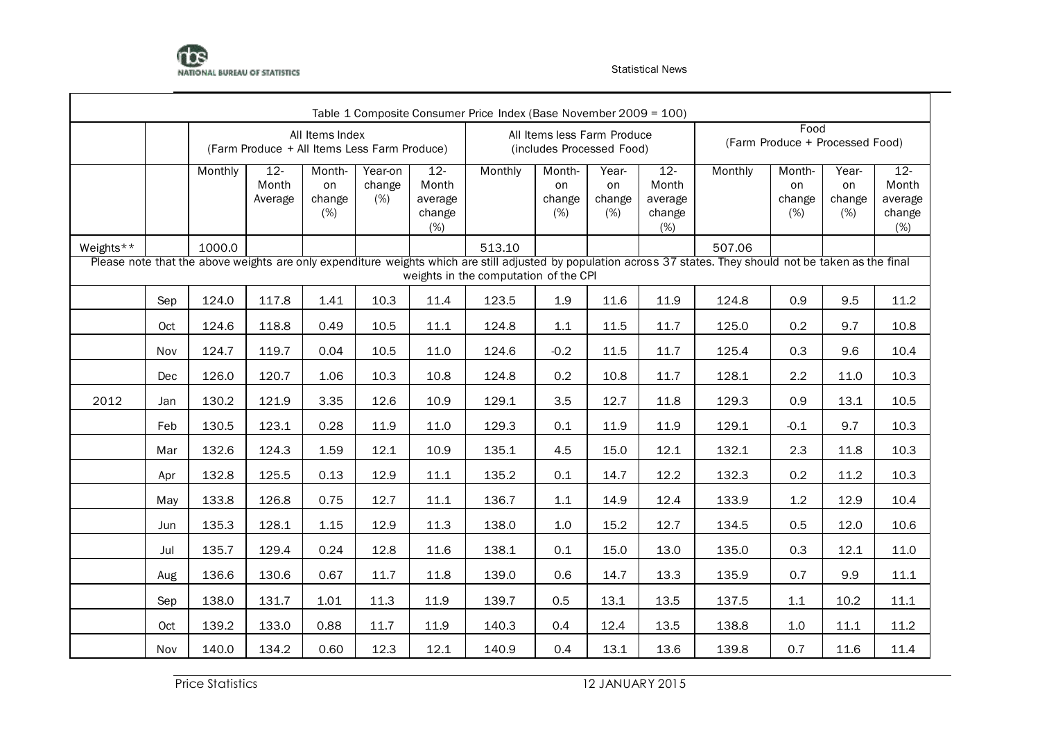Table 1 Composite Consumer Price Index (Base November 2009 = 100)

| | | All Items Index (Farm Produce + All Items Less Farm Produce) | | | | | All Items less Farm Produce (includes Processed Food) | | | | Food (Farm Produce + Processed Food) | | | |
|---|---|---|---|---|---|---|---|---|---|---|---|---|---|---|
| | | Monthly | 12-Month Average | Month-on change (%) | Year-on change (%) | 12-Month average change (%) | Monthly | Month-on change (%) | Year-on change (%) | 12-Month average change (%) | Monthly | Month-on change (%) | Year-on change (%) | 12-Month average change (%) |
| Weights** | | 1000.0 | | | | | 513.10 | | | | 507.06 | | | |
| Please note that the above weights are only expenditure weights which are still adjusted by population across 37 states. They should not be taken as the final weights in the computation of the CPI | | | | | | | | | | | | | | |
| | Sep | 124.0 | 117.8 | 1.41 | 10.3 | 11.4 | 123.5 | 1.9 | 11.6 | 11.9 | 124.8 | 0.9 | 9.5 | 11.2 |
| | Oct | 124.6 | 118.8 | 0.49 | 10.5 | 11.1 | 124.8 | 1.1 | 11.5 | 11.7 | 125.0 | 0.2 | 9.7 | 10.8 |
| | Nov | 124.7 | 119.7 | 0.04 | 10.5 | 11.0 | 124.6 | -0.2 | 11.5 | 11.7 | 125.4 | 0.3 | 9.6 | 10.4 |
| | Dec | 126.0 | 120.7 | 1.06 | 10.3 | 10.8 | 124.8 | 0.2 | 10.8 | 11.7 | 128.1 | 2.2 | 11.0 | 10.3 |
| 2012 | Jan | 130.2 | 121.9 | 3.35 | 12.6 | 10.9 | 129.1 | 3.5 | 12.7 | 11.8 | 129.3 | 0.9 | 13.1 | 10.5 |
| | Feb | 130.5 | 123.1 | 0.28 | 11.9 | 11.0 | 129.3 | 0.1 | 11.9 | 11.9 | 129.1 | -0.1 | 9.7 | 10.3 |
| | Mar | 132.6 | 124.3 | 1.59 | 12.1 | 10.9 | 135.1 | 4.5 | 15.0 | 12.1 | 132.1 | 2.3 | 11.8 | 10.3 |
| | Apr | 132.8 | 125.5 | 0.13 | 12.9 | 11.1 | 135.2 | 0.1 | 14.7 | 12.2 | 132.3 | 0.2 | 11.2 | 10.3 |
| | May | 133.8 | 126.8 | 0.75 | 12.7 | 11.1 | 136.7 | 1.1 | 14.9 | 12.4 | 133.9 | 1.2 | 12.9 | 10.4 |
| | Jun | 135.3 | 128.1 | 1.15 | 12.9 | 11.3 | 138.0 | 1.0 | 15.2 | 12.7 | 134.5 | 0.5 | 12.0 | 10.6 |
| | Jul | 135.7 | 129.4 | 0.24 | 12.8 | 11.6 | 138.1 | 0.1 | 15.0 | 13.0 | 135.0 | 0.3 | 12.1 | 11.0 |
| | Aug | 136.6 | 130.6 | 0.67 | 11.7 | 11.8 | 139.0 | 0.6 | 14.7 | 13.3 | 135.9 | 0.7 | 9.9 | 11.1 |
| | Sep | 138.0 | 131.7 | 1.01 | 11.3 | 11.9 | 139.7 | 0.5 | 13.1 | 13.5 | 137.5 | 1.1 | 10.2 | 11.1 |
| | Oct | 139.2 | 133.0 | 0.88 | 11.7 | 11.9 | 140.3 | 0.4 | 12.4 | 13.5 | 138.8 | 1.0 | 11.1 | 11.2 |
| | Nov | 140.0 | 134.2 | 0.60 | 12.3 | 12.1 | 140.9 | 0.4 | 13.1 | 13.6 | 139.8 | 0.7 | 11.6 | 11.4 |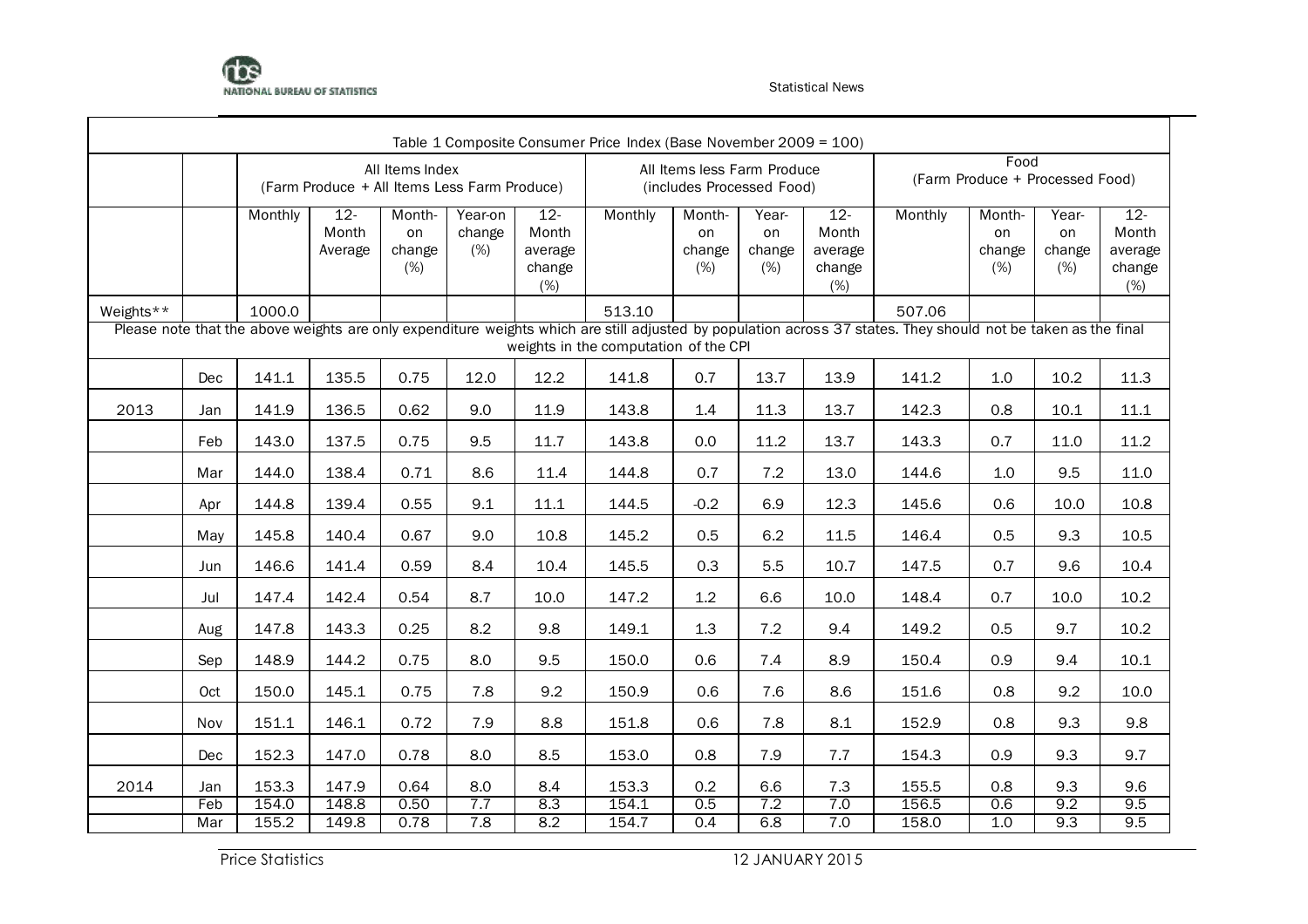Table 1 Composite Consumer Price Index (Base November 2009 = 100)

| | | All Items Index (Farm Produce + All Items Less Farm Produce) | | | | | All Items less Farm Produce (includes Processed Food) | | | | Food (Farm Produce + Processed Food) | | | |
|---|---|---|---|---|---|---|---|---|---|---|---|---|---|---|
| | | Monthly | 12-Month Average | Month-on change (%) | Year-on change (%) | 12-Month average change (%) | Monthly | Month-on change (%) | Year-on change (%) | 12-Month average change (%) | Monthly | Month-on change (%) | Year-on change (%) | 12-Month average change (%) |
| Weights** | | 1000.0 | | | | | 513.10 | | | | 507.06 | | | |
| | Dec | 141.1 | 135.5 | 0.75 | 12.0 | 12.2 | 141.8 | 0.7 | 13.7 | 13.9 | 141.2 | 1.0 | 10.2 | 11.3 |
| 2013 | Jan | 141.9 | 136.5 | 0.62 | 9.0 | 11.9 | 143.8 | 1.4 | 11.3 | 13.7 | 142.3 | 0.8 | 10.1 | 11.1 |
| | Feb | 143.0 | 137.5 | 0.75 | 9.5 | 11.7 | 143.8 | 0.0 | 11.2 | 13.7 | 143.3 | 0.7 | 11.0 | 11.2 |
| | Mar | 144.0 | 138.4 | 0.71 | 8.6 | 11.4 | 144.8 | 0.7 | 7.2 | 13.0 | 144.6 | 1.0 | 9.5 | 11.0 |
| | Apr | 144.8 | 139.4 | 0.55 | 9.1 | 11.1 | 144.5 | -0.2 | 6.9 | 12.3 | 145.6 | 0.6 | 10.0 | 10.8 |
| | May | 145.8 | 140.4 | 0.67 | 9.0 | 10.8 | 145.2 | 0.5 | 6.2 | 11.5 | 146.4 | 0.5 | 9.3 | 10.5 |
| | Jun | 146.6 | 141.4 | 0.59 | 8.4 | 10.4 | 145.5 | 0.3 | 5.5 | 10.7 | 147.5 | 0.7 | 9.6 | 10.4 |
| | Jul | 147.4 | 142.4 | 0.54 | 8.7 | 10.0 | 147.2 | 1.2 | 6.6 | 10.0 | 148.4 | 0.7 | 10.0 | 10.2 |
| | Aug | 147.8 | 143.3 | 0.25 | 8.2 | 9.8 | 149.1 | 1.3 | 7.2 | 9.4 | 149.2 | 0.5 | 9.7 | 10.2 |
| | Sep | 148.9 | 144.2 | 0.75 | 8.0 | 9.5 | 150.0 | 0.6 | 7.4 | 8.9 | 150.4 | 0.9 | 9.4 | 10.1 |
| | Oct | 150.0 | 145.1 | 0.75 | 7.8 | 9.2 | 150.9 | 0.6 | 7.6 | 8.6 | 151.6 | 0.8 | 9.2 | 10.0 |
| | Nov | 151.1 | 146.1 | 0.72 | 7.9 | 8.8 | 151.8 | 0.6 | 7.8 | 8.1 | 152.9 | 0.8 | 9.3 | 9.8 |
| | Dec | 152.3 | 147.0 | 0.78 | 8.0 | 8.5 | 153.0 | 0.8 | 7.9 | 7.7 | 154.3 | 0.9 | 9.3 | 9.7 |
| 2014 | Jan | 153.3 | 147.9 | 0.64 | 8.0 | 8.4 | 153.3 | 0.2 | 6.6 | 7.3 | 155.5 | 0.8 | 9.3 | 9.6 |
| | Feb | 154.0 | 148.8 | 0.50 | 7.7 | 8.3 | 154.1 | 0.5 | 7.2 | 7.0 | 156.5 | 0.6 | 9.2 | 9.5 |
| | Mar | 155.2 | 149.8 | 0.78 | 7.8 | 8.2 | 154.7 | 0.4 | 6.8 | 7.0 | 158.0 | 1.0 | 9.3 | 9.5 |

Please note that the above weights are only expenditure weights which are still adjusted by population across 37 states. They should not be taken as the final weights in the computation of the CPI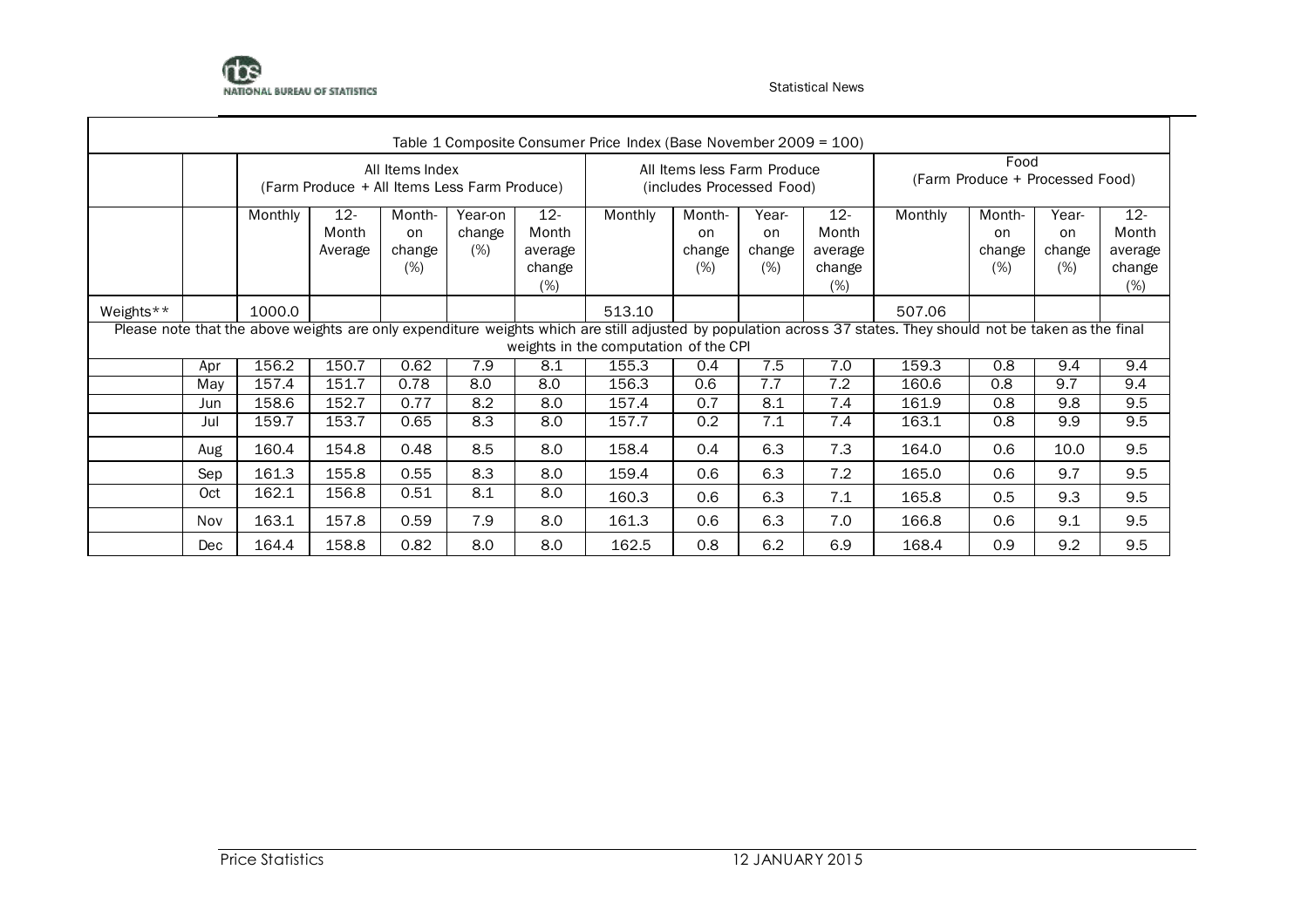Table 1 Composite Consumer Price Index (Base November 2009 = 100)

| | | All Items Index (Farm Produce + All Items Less Farm Produce) | | | | | All Items less Farm Produce (includes Processed Food) | | | | Food (Farm Produce + Processed Food) | | | |
|---|---|---|---|---|---|---|---|---|---|---|---|---|---|---|
| | | Monthly | 12-Month Average | Month-on change (%) | Year-on change (%) | 12-Month average change (%) | Monthly | Month-on change (%) | Year-on change (%) | 12-Month average change (%) | Monthly | Month-on change (%) | Year-on change (%) | 12-Month average change (%) |
| Weights** | | 1000.0 | | | | | 513.10 | | | | 507.06 | | | |
| Please note that the above weights are only expenditure weights which are still adjusted by population across 37 states. They should not be taken as the final weights in the computation of the CPI | | | | | | | | | | | | | | |
| | Apr | 156.2 | 150.7 | 0.62 | 7.9 | 8.1 | 155.3 | 0.4 | 7.5 | 7.0 | 159.3 | 0.8 | 9.4 | 9.4 |
| | May | 157.4 | 151.7 | 0.78 | 8.0 | 8.0 | 156.3 | 0.6 | 7.7 | 7.2 | 160.6 | 0.8 | 9.7 | 9.4 |
| | Jun | 158.6 | 152.7 | 0.77 | 8.2 | 8.0 | 157.4 | 0.7 | 8.1 | 7.4 | 161.9 | 0.8 | 9.8 | 9.5 |
| | Jul | 159.7 | 153.7 | 0.65 | 8.3 | 8.0 | 157.7 | 0.2 | 7.1 | 7.4 | 163.1 | 0.8 | 9.9 | 9.5 |
| | Aug | 160.4 | 154.8 | 0.48 | 8.5 | 8.0 | 158.4 | 0.4 | 6.3 | 7.3 | 164.0 | 0.6 | 10.0 | 9.5 |
| | Sep | 161.3 | 155.8 | 0.55 | 8.3 | 8.0 | 159.4 | 0.6 | 6.3 | 7.2 | 165.0 | 0.6 | 9.7 | 9.5 |
| | Oct | 162.1 | 156.8 | 0.51 | 8.1 | 8.0 | 160.3 | 0.6 | 6.3 | 7.1 | 165.8 | 0.5 | 9.3 | 9.5 |
| | Nov | 163.1 | 157.8 | 0.59 | 7.9 | 8.0 | 161.3 | 0.6 | 6.3 | 7.0 | 166.8 | 0.6 | 9.1 | 9.5 |
| | Dec | 164.4 | 158.8 | 0.82 | 8.0 | 8.0 | 162.5 | 0.8 | 6.2 | 6.9 | 168.4 | 0.9 | 9.2 | 9.5 |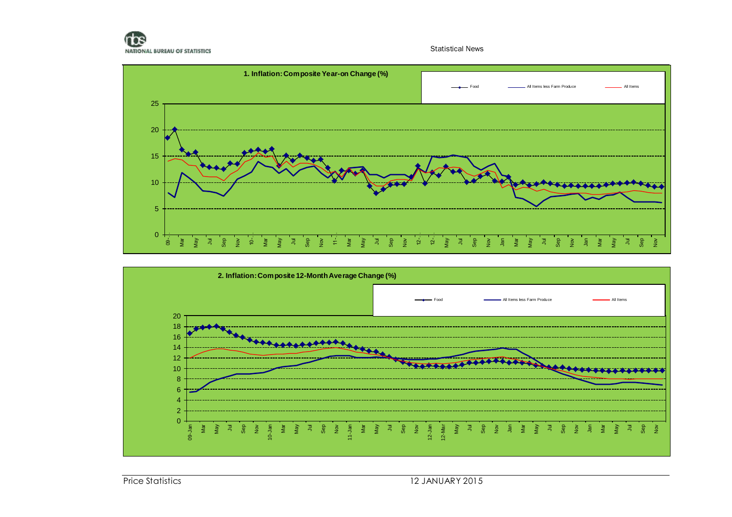**1. Inflation: Composite Year-on Change (%)**

Food — All Items less Farm Produce — All Items

**2. Inflation: Composite 12-Month Average Change (%)**

Food — All Items less Farm Produce — All Items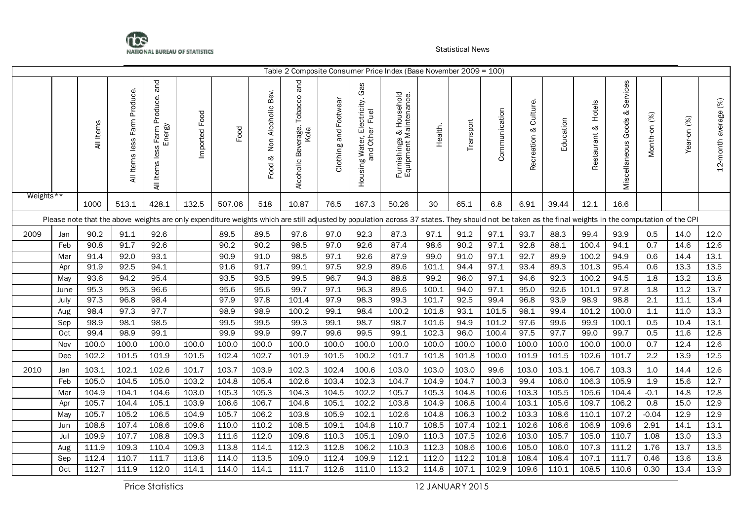Statistical News

| Table 2 Composite Consumer Price Index (Base November 2009 = 100) | | | | | | | | | | | | | | | | | | | | | |
|---|---|---|---|---|---|---|---|---|---|---|---|---|---|---|---|---|---|---|---|---|---|
| | | All Items | All Items less Farm Produce. | All Items less Farm Produce. and Energy | Imported Food | Food | Food & Non Alcoholic Bev. | Alcoholic Beverage. Tobacco and Kola | Clothing and Footwear | Housing Water, Electricity. Gas and Other Fuel | Furnishings & Household Equipment Maintenance. | Health. | Transport | Communication | Recreation & Culture. | Education | Restaurant & Hotels | Miscellaneous Goods & Services | Month-on (%) | Year-on (%) | 12-month average (%) |
| Weights** | | 1000 | 513.1 | 428.1 | 132.5 | 507.06 | 518 | 10.87 | 76.5 | 167.3 | 50.26 | 30 | 65.1 | 6.8 | 6.91 | 39.44 | 12.1 | 16.6 | | | |
| Please note that the above weights are only expenditure weights which are still adjusted by population across 37 states. They should not be taken as the final weights in the computation of the CPI | | | | | | | | | | | | | | | | | | | | | |
| 2009 | Jan | 90.2 | 91.1 | 92.6 | | 89.5 | 89.5 | 97.6 | 97.0 | 92.3 | 87.3 | 97.1 | 91.2 | 97.1 | 93.7 | 88.3 | 99.4 | 93.9 | 0.5 | 14.0 | 12.0 |
| | Feb | 90.8 | 91.7 | 92.6 | | 90.2 | 90.2 | 98.5 | 97.0 | 92.6 | 87.4 | 98.6 | 90.2 | 97.1 | 92.8 | 88.1 | 100.4 | 94.1 | 0.7 | 14.6 | 12.6 |
| | Mar | 91.4 | 92.0 | 93.1 | | 90.9 | 91.0 | 98.5 | 97.1 | 92.6 | 87.9 | 99.0 | 91.0 | 97.1 | 92.7 | 89.9 | 100.2 | 94.9 | 0.6 | 14.4 | 13.1 |
| | Apr | 91.9 | 92.5 | 94.1 | | 91.6 | 91.7 | 99.1 | 97.5 | 92.9 | 89.6 | 101.1 | 94.4 | 97.1 | 93.4 | 89.3 | 101.3 | 95.4 | 0.6 | 13.3 | 13.5 |
| | May | 93.6 | 94.2 | 95.4 | | 93.5 | 93.5 | 99.5 | 96.7 | 94.3 | 88.8 | 99.2 | 96.0 | 97.1 | 94.6 | 92.3 | 100.2 | 94.5 | 1.8 | 13.2 | 13.8 |
| | June | 95.3 | 95.3 | 96.6 | | 95.6 | 95.6 | 99.7 | 97.1 | 96.3 | 89.6 | 100.1 | 94.0 | 97.1 | 95.0 | 92.6 | 101.1 | 97.8 | 1.8 | 11.2 | 13.7 |
| | July | 97.3 | 96.8 | 98.4 | | 97.9 | 97.8 | 101.4 | 97.9 | 98.3 | 99.3 | 101.7 | 92.5 | 99.4 | 96.8 | 93.9 | 98.9 | 98.8 | 2.1 | 11.1 | 13.4 |
| | Aug | 98.4 | 97.3 | 97.7 | | 98.9 | 98.9 | 100.2 | 99.1 | 98.4 | 100.2 | 101.8 | 93.1 | 101.5 | 98.1 | 99.4 | 101.2 | 100.0 | 1.1 | 11.0 | 13.3 |
| | Sep | 98.9 | 98.1 | 98.5 | | 99.5 | 99.5 | 99.3 | 99.1 | 98.7 | 98.7 | 101.6 | 94.9 | 101.2 | 97.6 | 99.6 | 99.9 | 100.1 | 0.5 | 10.4 | 13.1 |
| | Oct | 99.4 | 98.9 | 99.1 | | 99.9 | 99.9 | 99.7 | 99.6 | 99.5 | 99.1 | 102.3 | 96.0 | 100.4 | 97.5 | 97.7 | 99.0 | 99.7 | 0.5 | 11.6 | 12.8 |
| | Nov | 100.0 | 100.0 | 100.0 | 100.0 | 100.0 | 100.0 | 100.0 | 100.0 | 100.0 | 100.0 | 100.0 | 100.0 | 100.0 | 100.0 | 100.0 | 100.0 | 100.0 | 0.7 | 12.4 | 12.6 |
| | Dec | 102.2 | 101.5 | 101.9 | 101.5 | 102.4 | 102.7 | 101.9 | 101.5 | 100.2 | 101.7 | 101.8 | 101.8 | 100.0 | 101.9 | 101.5 | 102.6 | 101.7 | 2.2 | 13.9 | 12.5 |
| 2010 | Jan | 103.1 | 102.1 | 102.6 | 101.7 | 103.7 | 103.9 | 102.3 | 102.4 | 100.6 | 103.0 | 103.0 | 103.0 | 99.6 | 103.0 | 103.1 | 106.7 | 103.3 | 1.0 | 14.4 | 12.6 |
| | Feb | 105.0 | 104.5 | 105.0 | 103.2 | 104.8 | 105.4 | 102.6 | 103.4 | 102.3 | 104.7 | 104.9 | 104.7 | 100.3 | 99.4 | 106.0 | 106.3 | 105.9 | 1.9 | 15.6 | 12.7 |
| | Mar | 104.9 | 104.1 | 104.6 | 103.0 | 105.3 | 105.3 | 104.3 | 104.5 | 102.2 | 105.7 | 105.3 | 104.8 | 100.6 | 103.3 | 105.5 | 105.6 | 104.4 | -0.1 | 14.8 | 12.8 |
| | Apr | 105.7 | 104.4 | 105.1 | 103.9 | 106.6 | 106.7 | 104.8 | 105.1 | 102.2 | 103.8 | 104.9 | 106.8 | 100.4 | 103.1 | 105.6 | 109.7 | 106.2 | 0.8 | 15.0 | 12.9 |
| | May | 105.7 | 105.2 | 106.5 | 104.9 | 105.7 | 106.2 | 103.8 | 105.9 | 102.1 | 102.6 | 104.8 | 106.3 | 100.2 | 103.3 | 108.6 | 110.1 | 107.2 | -0.04 | 12.9 | 12.9 |
| | Jun | 108.8 | 107.4 | 108.6 | 109.6 | 110.0 | 110.2 | 108.5 | 109.1 | 104.8 | 110.7 | 108.5 | 107.4 | 102.1 | 102.6 | 106.6 | 106.9 | 109.6 | 2.91 | 14.1 | 13.1 |
| | Jul | 109.9 | 107.7 | 108.8 | 109.3 | 111.6 | 112.0 | 109.6 | 110.3 | 105.1 | 109.0 | 110.3 | 107.5 | 102.6 | 103.0 | 105.7 | 105.0 | 110.7 | 1.08 | 13.0 | 13.3 |
| | Aug | 111.9 | 109.3 | 110.4 | 109.3 | 113.8 | 114.1 | 112.3 | 112.8 | 106.2 | 110.3 | 112.3 | 108.6 | 100.6 | 105.0 | 106.0 | 107.3 | 111.2 | 1.76 | 13.7 | 13.5 |
| | Sep | 112.4 | 110.7 | 111.7 | 113.6 | 114.0 | 113.5 | 109.0 | 112.4 | 109.9 | 112.1 | 112.0 | 112.2 | 101.8 | 108.4 | 108.4 | 107.1 | 111.7 | 0.46 | 13.6 | 13.8 |
| | Oct | 112.7 | 111.9 | 112.0 | 114.1 | 114.0 | 114.1 | 111.7 | 112.8 | 111.0 | 113.2 | 114.8 | 107.1 | 102.9 | 109.6 | 110.1 | 108.5 | 110.6 | 0.30 | 13.4 | 13.9 |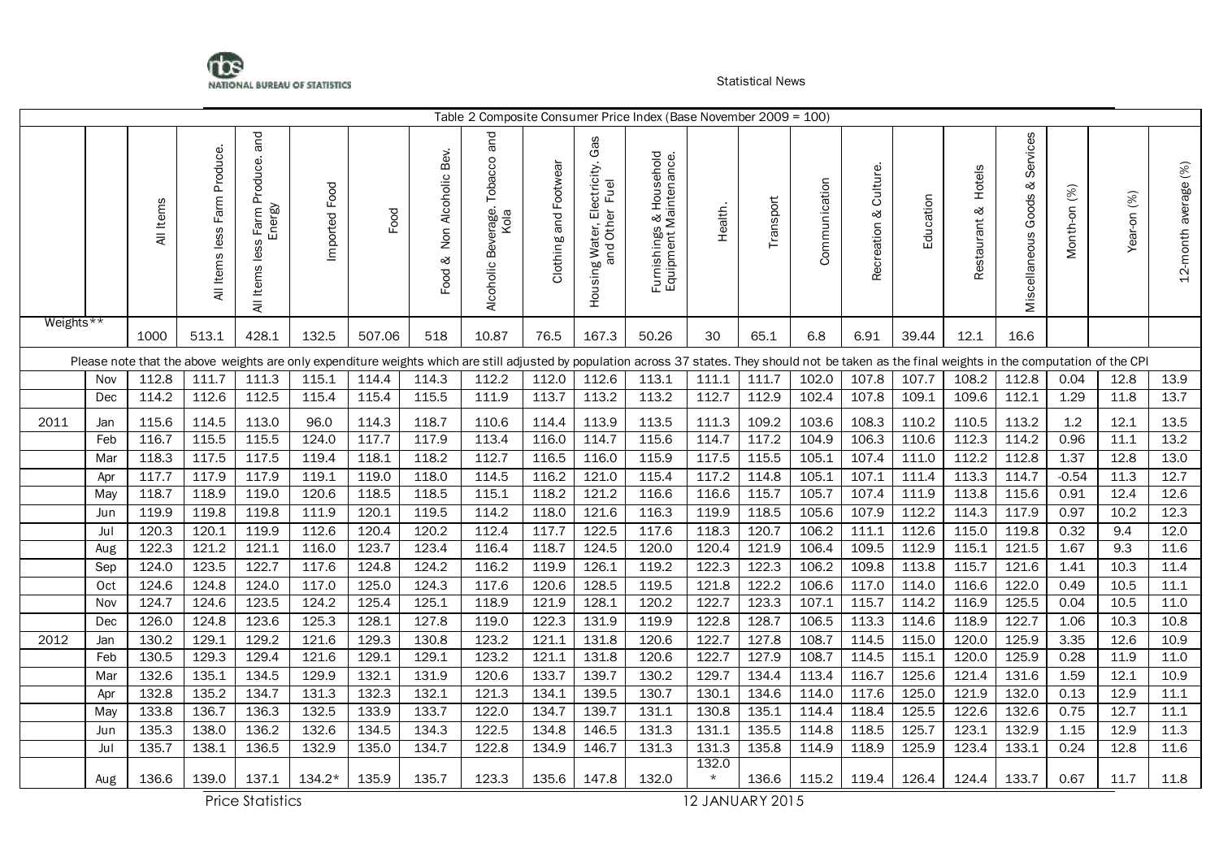Table 2 Composite Consumer Price Index (Base November 2009 = 100)

| | | All Items | All Items less Farm Produce. | All Items less Farm Produce. and Energy | Imported Food | Food | Food & Non Alcoholic Bev. | Alcoholic Beverage. Tobacco and Kola | Clothing and Footwear | Housing Water, Electricity. Gas and Other Fuel | Furnishings & Household Equipment Maintenance. | Health. | Transport | Communication | Recreation & Culture. | Education | Restaurant & Hotels | Miscellaneous Goods & Services | Month-on (%) | Year-on (%) | 12-month average (%) |
|---|---|---|---|---|---|---|---|---|---|---|---|---|---|---|---|---|---|---|---|---|---|
| Weights** | | 1000 | 513.1 | 428.1 | 132.5 | 507.06 | 518 | 10.87 | 76.5 | 167.3 | 50.26 | 30 | 65.1 | 6.8 | 6.91 | 39.44 | 12.1 | 16.6 | | | |
| Please note that the above weights are only expenditure weights which are still adjusted by population across 37 states. They should not be taken as the final weights in the computation of the CPI | | | | | | | | | | | | | | | | | | | | | |
| | Nov | 112.8 | 111.7 | 111.3 | 115.1 | 114.4 | 114.3 | 112.2 | 112.0 | 112.6 | 113.1 | 111.1 | 111.7 | 102.0 | 107.8 | 107.7 | 108.2 | 112.8 | 0.04 | 12.8 | 13.9 |
| | Dec | 114.2 | 112.6 | 112.5 | 115.4 | 115.4 | 115.5 | 111.9 | 113.7 | 113.2 | 113.2 | 112.7 | 112.9 | 102.4 | 107.8 | 109.1 | 109.6 | 112.1 | 1.29 | 11.8 | 13.7 |
| 2011 | Jan | 115.6 | 114.5 | 113.0 | 96.0 | 114.3 | 118.7 | 110.6 | 114.4 | 113.9 | 113.5 | 111.3 | 109.2 | 103.6 | 108.3 | 110.2 | 110.5 | 113.2 | 1.2 | 12.1 | 13.5 |
| | Feb | 116.7 | 115.5 | 115.5 | 124.0 | 117.7 | 117.9 | 113.4 | 116.0 | 114.7 | 115.6 | 114.7 | 117.2 | 104.9 | 106.3 | 110.6 | 112.3 | 114.2 | 0.96 | 11.1 | 13.2 |
| | Mar | 118.3 | 117.5 | 117.5 | 119.4 | 118.1 | 118.2 | 112.7 | 116.5 | 116.0 | 115.9 | 117.5 | 115.5 | 105.1 | 107.4 | 111.0 | 112.2 | 112.8 | 1.37 | 12.8 | 13.0 |
| | Apr | 117.7 | 117.9 | 117.9 | 119.1 | 119.0 | 118.0 | 114.5 | 116.2 | 121.0 | 115.4 | 117.2 | 114.8 | 105.1 | 107.1 | 111.4 | 113.3 | 114.7 | -0.54 | 11.3 | 12.7 |
| | May | 118.7 | 118.9 | 119.0 | 120.6 | 118.5 | 118.5 | 115.1 | 118.2 | 121.2 | 116.6 | 116.6 | 115.7 | 105.7 | 107.4 | 111.9 | 113.8 | 115.6 | 0.91 | 12.4 | 12.6 |
| | Jun | 119.9 | 119.8 | 119.8 | 111.9 | 120.1 | 119.5 | 114.2 | 118.0 | 121.6 | 116.3 | 119.9 | 118.5 | 105.6 | 107.9 | 112.2 | 114.3 | 117.9 | 0.97 | 10.2 | 12.3 |
| | Jul | 120.3 | 120.1 | 119.9 | 112.6 | 120.4 | 120.2 | 112.4 | 117.7 | 122.5 | 117.6 | 118.3 | 120.7 | 106.2 | 111.1 | 112.6 | 115.0 | 119.8 | 0.32 | 9.4 | 12.0 |
| | Aug | 122.3 | 121.2 | 121.1 | 116.0 | 123.7 | 123.4 | 116.4 | 118.7 | 124.5 | 120.0 | 120.4 | 121.9 | 106.4 | 109.5 | 112.9 | 115.1 | 121.5 | 1.67 | 9.3 | 11.6 |
| | Sep | 124.0 | 123.5 | 122.7 | 117.6 | 124.8 | 124.2 | 116.2 | 119.9 | 126.1 | 119.2 | 122.3 | 122.3 | 106.2 | 109.8 | 113.8 | 115.7 | 121.6 | 1.41 | 10.3 | 11.4 |
| | Oct | 124.6 | 124.8 | 124.0 | 117.0 | 125.0 | 124.3 | 117.6 | 120.6 | 128.5 | 119.5 | 121.8 | 122.2 | 106.6 | 117.0 | 114.0 | 116.6 | 122.0 | 0.49 | 10.5 | 11.1 |
| | Nov | 124.7 | 124.6 | 123.5 | 124.2 | 125.4 | 125.1 | 118.9 | 121.9 | 128.1 | 120.2 | 122.7 | 123.3 | 107.1 | 115.7 | 114.2 | 116.9 | 125.5 | 0.04 | 10.5 | 11.0 |
| | Dec | 126.0 | 124.8 | 123.6 | 125.3 | 128.1 | 127.8 | 119.0 | 122.3 | 131.9 | 119.9 | 122.8 | 128.7 | 106.5 | 113.3 | 114.6 | 118.9 | 122.7 | 1.06 | 10.3 | 10.8 |
| 2012 | Jan | 130.2 | 129.1 | 129.2 | 121.6 | 129.3 | 130.8 | 123.2 | 121.1 | 131.8 | 120.6 | 122.7 | 127.8 | 108.7 | 114.5 | 115.0 | 120.0 | 125.9 | 3.35 | 12.6 | 10.9 |
| | Feb | 130.5 | 129.3 | 129.4 | 121.6 | 129.1 | 129.1 | 123.2 | 121.1 | 131.8 | 120.6 | 122.7 | 127.9 | 108.7 | 114.5 | 115.1 | 120.0 | 125.9 | 0.28 | 11.9 | 11.0 |
| | Mar | 132.6 | 135.1 | 134.5 | 129.9 | 132.1 | 131.9 | 120.6 | 133.7 | 139.7 | 130.2 | 129.7 | 134.4 | 113.4 | 116.7 | 125.6 | 121.4 | 131.6 | 1.59 | 12.1 | 10.9 |
| | Apr | 132.8 | 135.2 | 134.7 | 131.3 | 132.3 | 132.1 | 121.3 | 134.1 | 139.5 | 130.7 | 130.1 | 134.6 | 114.0 | 117.6 | 125.0 | 121.9 | 132.0 | 0.13 | 12.9 | 11.1 |
| | May | 133.8 | 136.7 | 136.3 | 132.5 | 133.9 | 133.7 | 122.0 | 134.7 | 139.7 | 131.1 | 130.8 | 135.1 | 114.4 | 118.4 | 125.5 | 122.6 | 132.6 | 0.75 | 12.7 | 11.1 |
| | Jun | 135.3 | 138.0 | 136.2 | 132.6 | 134.5 | 134.3 | 122.5 | 134.8 | 146.5 | 131.3 | 131.1 | 135.5 | 114.8 | 118.5 | 125.7 | 123.1 | 132.9 | 1.15 | 12.9 | 11.3 |
| | Jul | 135.7 | 138.1 | 136.5 | 132.9 | 135.0 | 134.7 | 122.8 | 134.9 | 146.7 | 131.3 | 131.3 | 135.8 | 114.9 | 118.9 | 125.9 | 123.4 | 133.1 | 0.24 | 12.8 | 11.6 |
| | Aug | 136.6 | 139.0 | 137.1 | 134.2* | 135.9 | 135.7 | 123.3 | 135.6 | 147.8 | 132.0 | 132.0* | 136.6 | 115.2 | 119.4 | 126.4 | 124.4 | 133.7 | 0.67 | 11.7 | 11.8 |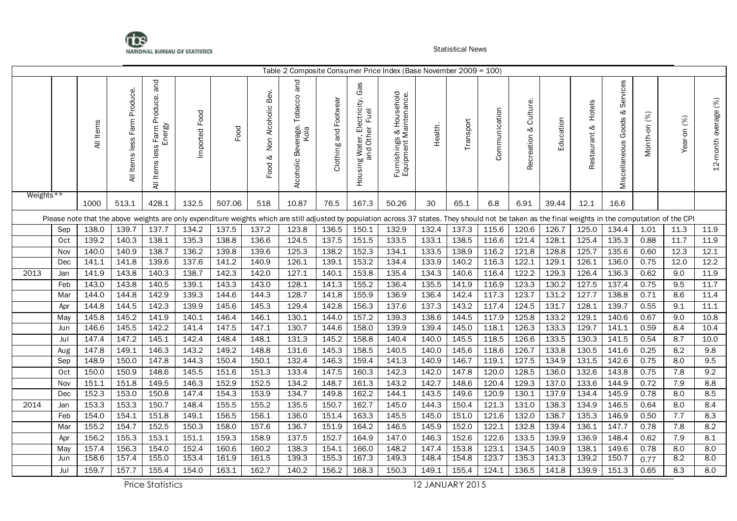Table 2 Composite Consumer Price Index (Base November 2009 = 100)

| | | All Items | All Items less Farm Produce. | All Items less Farm Produce. and Energy | Imported Food | Food | Food & Non Alcoholic Bev. | Alcoholic Beverage. Tobacco and Kola | Clothing and Footwear | Housing Water, Electricity. Gas and Other Fuel | Furnishings & Household Equipment Maintenance. | Health. | Transport | Communication | Recreation & Culture. | Education | Restaurant & Hotels | Miscellaneous Goods & Services | Month-on (%) | Year-on (%) | 12-month average (%) |
|---|---|---|---|---|---|---|---|---|---|---|---|---|---|---|---|---|---|---|---|---|---|
| Weights** | | 1000 | 513.1 | 428.1 | 132.5 | 507.06 | 518 | 10.87 | 76.5 | 167.3 | 50.26 | 30 | 65.1 | 6.8 | 6.91 | 39.44 | 12.1 | 16.6 | | | |
| Please note that the above weights are only expenditure weights which are still adjusted by population across 37 states. They should not be taken as the final weights in the computation of the CPI | | | | | | | | | | | | | | | | | | | | | |
| | Sep | 138.0 | 139.7 | 137.7 | 134.2 | 137.5 | 137.2 | 123.8 | 136.5 | 150.1 | 132.9 | 132.4 | 137.3 | 115.6 | 120.6 | 126.7 | 125.0 | 134.4 | 1.01 | 11.3 | 11.9 |
| | Oct | 139.2 | 140.3 | 138.1 | 135.3 | 138.8 | 136.6 | 124.5 | 137.5 | 151.5 | 133.5 | 133.1 | 138.5 | 116.6 | 121.4 | 128.1 | 125.4 | 135.3 | 0.88 | 11.7 | 11.9 |
| | Nov | 140.0 | 140.9 | 138.7 | 136.2 | 139.8 | 139.6 | 125.3 | 138.2 | 152.3 | 134.1 | 133.5 | 138.9 | 116.2 | 121.8 | 128.8 | 125.7 | 135.6 | 0.60 | 12.3 | 12.1 |
| | Dec | 141.1 | 141.8 | 139.6 | 137.6 | 141.2 | 140.9 | 126.1 | 139.1 | 153.2 | 134.4 | 133.9 | 140.2 | 116.3 | 122.1 | 129.1 | 126.1 | 136.0 | 0.75 | 12.0 | 12.2 |
| 2013 | Jan | 141.9 | 143.8 | 140.3 | 138.7 | 142.3 | 142.0 | 127.1 | 140.1 | 153.8 | 135.4 | 134.3 | 140.6 | 116.4 | 122.2 | 129.3 | 126.4 | 136.3 | 0.62 | 9.0 | 11.9 |
| | Feb | 143.0 | 143.8 | 140.5 | 139.1 | 143.3 | 143.0 | 128.1 | 141.3 | 155.2 | 136.4 | 135.5 | 141.9 | 116.9 | 123.3 | 130.2 | 127.5 | 137.4 | 0.75 | 9.5 | 11.7 |
| | Mar | 144.0 | 144.8 | 142.9 | 139.3 | 144.6 | 144.3 | 128.7 | 141.8 | 155.9 | 136.9 | 136.4 | 142.4 | 117.3 | 123.7 | 131.2 | 127.7 | 138.8 | 0.71 | 8.6 | 11.4 |
| | Apr | 144.8 | 144.5 | 142.3 | 139.9 | 145.6 | 145.3 | 129.4 | 142.8 | 156.3 | 137.6 | 137.3 | 143.2 | 117.4 | 124.5 | 131.7 | 128.1 | 139.7 | 0.55 | 9.1 | 11.1 |
| | May | 145.8 | 145.2 | 141.9 | 140.1 | 146.4 | 146.1 | 130.1 | 144.0 | 157.2 | 139.3 | 138.6 | 144.5 | 117.9 | 125.8 | 133.2 | 129.1 | 140.6 | 0.67 | 9.0 | 10.8 |
| | Jun | 146.6 | 145.5 | 142.2 | 141.4 | 147.5 | 147.1 | 130.7 | 144.6 | 158.0 | 139.9 | 139.4 | 145.0 | 118.1 | 126.3 | 133.3 | 129.7 | 141.1 | 0.59 | 8.4 | 10.4 |
| | Jul | 147.4 | 147.2 | 145.1 | 142.4 | 148.4 | 148.1 | 131.3 | 145.2 | 158.8 | 140.4 | 140.0 | 145.5 | 118.5 | 126.6 | 133.5 | 130.3 | 141.5 | 0.54 | 8.7 | 10.0 |
| | Aug | 147.8 | 149.1 | 146.3 | 143.2 | 149.2 | 148.8 | 131.6 | 145.3 | 158.5 | 140.5 | 140.0 | 145.6 | 118.6 | 126.7 | 133.8 | 130.5 | 141.6 | 0.25 | 8.2 | 9.8 |
| | Sep | 148.9 | 150.0 | 147.8 | 144.3 | 150.4 | 150.1 | 132.4 | 146.3 | 159.4 | 141.3 | 140.9 | 146.7 | 119.1 | 127.5 | 134.9 | 131.5 | 142.6 | 0.75 | 8.0 | 9.5 |
| | Oct | 150.0 | 150.9 | 148.6 | 145.5 | 151.6 | 151.3 | 133.4 | 147.5 | 160.3 | 142.3 | 142.0 | 147.8 | 120.0 | 128.5 | 136.0 | 132.6 | 143.8 | 0.75 | 7.8 | 9.2 |
| | Nov | 151.1 | 151.8 | 149.5 | 146.3 | 152.9 | 152.5 | 134.2 | 148.7 | 161.3 | 143.2 | 142.7 | 148.6 | 120.4 | 129.3 | 137.0 | 133.6 | 144.9 | 0.72 | 7.9 | 8.8 |
| | Dec | 152.3 | 153.0 | 150.8 | 147.4 | 154.3 | 153.9 | 134.7 | 149.8 | 162.2 | 144.1 | 143.5 | 149.6 | 120.9 | 130.1 | 137.9 | 134.4 | 145.9 | 0.78 | 8.0 | 8.5 |
| 2014 | Jan | 153.3 | 153.3 | 150.7 | 148.4 | 155.5 | 155.2 | 135.5 | 150.7 | 162.7 | 145.0 | 144.3 | 150.4 | 121.3 | 131.0 | 138.3 | 134.9 | 146.5 | 0.64 | 8.0 | 8.4 |
| | Feb | 154.0 | 154.1 | 151.8 | 149.1 | 156.5 | 156.1 | 136.0 | 151.4 | 163.3 | 145.5 | 145.0 | 151.0 | 121.6 | 132.0 | 138.7 | 135.3 | 146.9 | 0.50 | 7.7 | 8.3 |
| | Mar | 155.2 | 154.7 | 152.5 | 150.3 | 158.0 | 157.6 | 136.7 | 151.9 | 164.2 | 146.5 | 145.9 | 152.0 | 122.1 | 132.8 | 139.4 | 136.1 | 147.7 | 0.78 | 7.8 | 8.2 |
| | Apr | 156.2 | 155.3 | 153.1 | 151.1 | 159.3 | 158.9 | 137.5 | 152.7 | 164.9 | 147.0 | 146.3 | 152.6 | 122.6 | 133.5 | 139.9 | 136.9 | 148.4 | 0.62 | 7.9 | 8.1 |
| | May | 157.4 | 156.3 | 154.0 | 152.4 | 160.6 | 160.2 | 138.3 | 154.1 | 166.0 | 148.2 | 147.4 | 153.8 | 123.1 | 134.5 | 140.9 | 138.1 | 149.6 | 0.78 | 8.0 | 8.0 |
| | Jun | 158.6 | 157.4 | 155.0 | 153.4 | 161.9 | 161.5 | 139.3 | 155.3 | 167.3 | 149.3 | 148.4 | 154.8 | 123.7 | 135.3 | 141.3 | 139.2 | 150.7 | 0.77 | 8.2 | 8.0 |
| | Jul | 159.7 | 157.7 | 155.4 | 154.0 | 163.1 | 162.7 | 140.2 | 156.2 | 168.3 | 150.3 | 149.1 | 155.4 | 124.1 | 136.5 | 141.8 | 139.9 | 151.3 | 0.65 | 8.3 | 8.0 |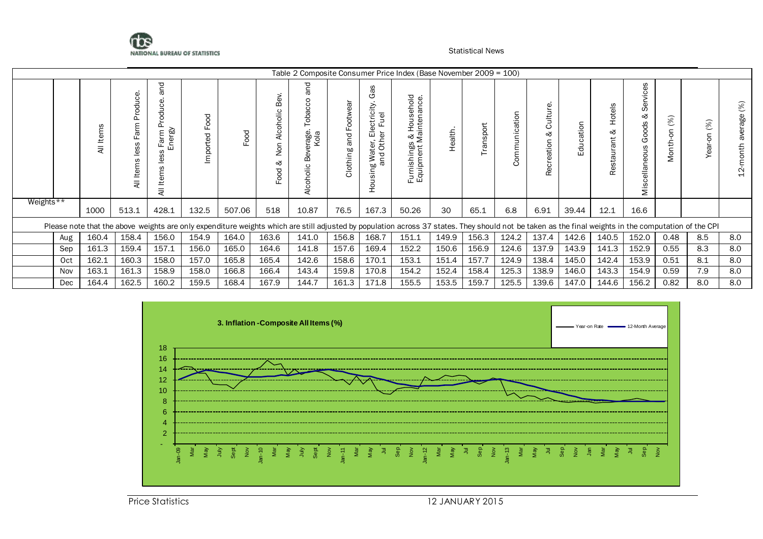Table 2 Composite Consumer Price Index (Base November 2009 = 100)

| | | All Items | All Items less Farm Produce. | All Items less Farm Produce. and Energy | Imported Food | Food | Food & Non Alcoholic Bev. | Alcoholic Beverage. Tobacco and Kola | Clothing and Footwear | Housing Water, Electricity. Gas and Other Fuel | Furnishings & Household Equipment Maintenance. | Health. | Transport | Communication | Recreation & Culture. | Education | Restaurant & Hotels | Miscellaneous Goods & Services | Month-on (%) | Year-on (%) | 12-month average (%) |
|---|---|---|---|---|---|---|---|---|---|---|---|---|---|---|---|---|---|---|---|---|---|
| Weights** | | 1000 | 513.1 | 428.1 | 132.5 | 507.06 | 518 | 10.87 | 76.5 | 167.3 | 50.26 | 30 | 65.1 | 6.8 | 6.91 | 39.44 | 12.1 | 16.6 | | | |
| Please note that the above weights are only expenditure weights which are still adjusted by population across 37 states. They should not be taken as the final weights in the computation of the CPI | | | | | | | | | | | | | | | | | | | | | |
| | Aug | 160.4 | 158.4 | 156.0 | 154.9 | 164.0 | 163.6 | 141.0 | 156.8 | 168.7 | 151.1 | 149.9 | 156.3 | 124.2 | 137.4 | 142.6 | 140.5 | 152.0 | 0.48 | 8.5 | 8.0 |
| | Sep | 161.3 | 159.4 | 157.1 | 156.0 | 165.0 | 164.6 | 141.8 | 157.6 | 169.4 | 152.2 | 150.6 | 156.9 | 124.6 | 137.9 | 143.9 | 141.3 | 152.9 | 0.55 | 8.3 | 8.0 |
| | Oct | 162.1 | 160.3 | 158.0 | 157.0 | 165.8 | 165.4 | 142.6 | 158.6 | 170.1 | 153.1 | 151.4 | 157.7 | 124.9 | 138.4 | 145.0 | 142.4 | 153.9 | 0.51 | 8.1 | 8.0 |
| | Nov | 163.1 | 161.3 | 158.9 | 158.0 | 166.8 | 166.4 | 143.4 | 159.8 | 170.8 | 154.2 | 152.4 | 158.4 | 125.3 | 138.9 | 146.0 | 143.3 | 154.9 | 0.59 | 7.9 | 8.0 |
| | Dec | 164.4 | 162.5 | 160.2 | 159.5 | 168.4 | 167.9 | 144.7 | 161.3 | 171.8 | 155.5 | 153.5 | 159.7 | 125.5 | 139.6 | 147.0 | 144.6 | 156.2 | 0.82 | 8.0 | 8.0 |

**3. Inflation -Composite All Items (%)**

Legend: Year-on Rate; 12-Month Average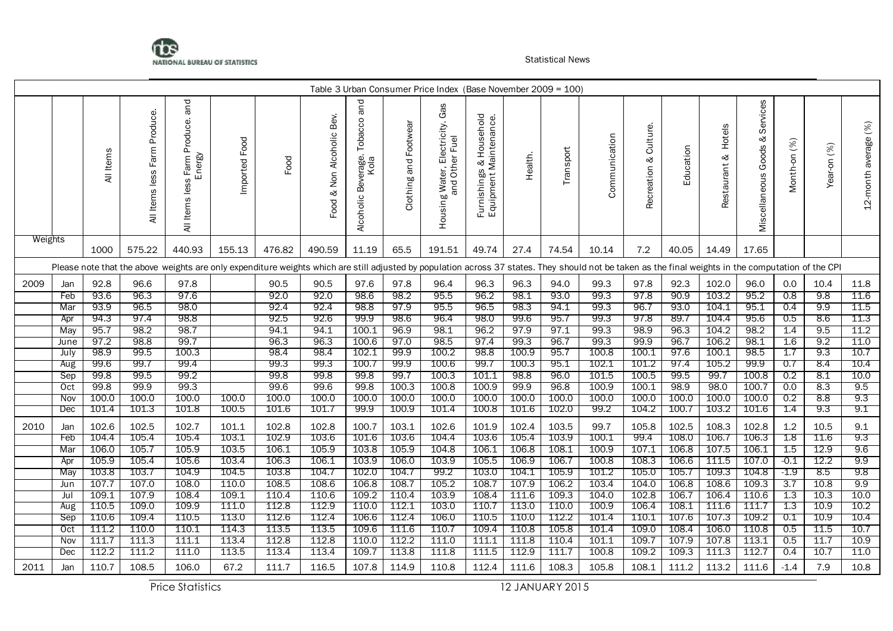Table 3 Urban Consumer Price Index (Base November 2009 = 100)

| | | All Items | All Items less Farm Produce. | All Items less Farm Produce. and Energy | Imported Food | Food | Food & Non Alcoholic Bev. | Alcoholic Beverage. Tobacco and Kola | Clothing and Footwear | Housing Water, Electricity. Gas and Other Fuel | Furnishings & Household Equipment Maintenance. | Health. | Transport | Communication | Recreation & Culture. | Education | Restaurant & Hotels | Miscellaneous Goods & Services | Month-on (%) | Year-on (%) | 12-month average (%) |
|---|---|---|---|---|---|---|---|---|---|---|---|---|---|---|---|---|---|---|---|---|---|
| Weights | | 1000 | 575.22 | 440.93 | 155.13 | 476.82 | 490.59 | 11.19 | 65.5 | 191.51 | 49.74 | 27.4 | 74.54 | 10.14 | 7.2 | 40.05 | 14.49 | 17.65 | | | |
| Please note that the above weights are only expenditure weights which are still adjusted by population across 37 states. They should not be taken as the final weights in the computation of the CPI | | | | | | | | | | | | | | | | | | | | | |
| 2009 | Jan | 92.8 | 96.6 | 97.8 | | 90.5 | 90.5 | 97.6 | 97.8 | 96.4 | 96.3 | 96.3 | 94.0 | 99.3 | 97.8 | 92.3 | 102.0 | 96.0 | 0.0 | 10.4 | 11.8 |
| | Feb | 93.6 | 96.3 | 97.6 | | 92.0 | 92.0 | 98.6 | 98.2 | 95.5 | 96.2 | 98.1 | 93.0 | 99.3 | 97.8 | 90.9 | 103.2 | 95.2 | 0.8 | 9.8 | 11.6 |
| | Mar | 93.9 | 96.5 | 98.0 | | 92.4 | 92.4 | 98.8 | 97.9 | 95.5 | 96.5 | 98.3 | 94.1 | 99.3 | 96.7 | 93.0 | 104.1 | 95.1 | 0.4 | 9.9 | 11.5 |
| | Apr | 94.3 | 97.4 | 98.8 | | 92.5 | 92.6 | 99.9 | 98.6 | 96.4 | 98.0 | 99.6 | 95.7 | 99.3 | 97.8 | 89.7 | 104.4 | 95.6 | 0.5 | 8.6 | 11.3 |
| | May | 95.7 | 98.2 | 98.7 | | 94.1 | 94.1 | 100.1 | 96.9 | 98.1 | 96.2 | 97.9 | 97.1 | 99.3 | 98.9 | 96.3 | 104.2 | 98.2 | 1.4 | 9.5 | 11.2 |
| | June | 97.2 | 98.8 | 99.7 | | 96.3 | 96.3 | 100.6 | 97.0 | 98.5 | 97.4 | 99.3 | 96.7 | 99.3 | 99.9 | 96.7 | 106.2 | 98.1 | 1.6 | 9.2 | 11.0 |
| | July | 98.9 | 99.5 | 100.3 | | 98.4 | 98.4 | 102.1 | 99.9 | 100.2 | 98.8 | 100.9 | 95.7 | 100.8 | 100.1 | 97.6 | 100.1 | 98.5 | 1.7 | 9.3 | 10.7 |
| | Aug | 99.6 | 99.7 | 99.4 | | 99.3 | 99.3 | 100.7 | 99.9 | 100.6 | 99.7 | 100.3 | 95.1 | 102.1 | 101.2 | 97.4 | 105.2 | 99.9 | 0.7 | 8.4 | 10.4 |
| | Sep | 99.8 | 99.5 | 99.2 | | 99.8 | 99.8 | 99.8 | 99.7 | 100.3 | 101.1 | 98.8 | 96.0 | 101.5 | 100.5 | 99.5 | 99.7 | 100.8 | 0.2 | 8.1 | 10.0 |
| | Oct | 99.8 | 99.9 | 99.3 | | 99.6 | 99.6 | 99.8 | 100.3 | 100.8 | 100.9 | 99.9 | 96.8 | 100.9 | 100.1 | 98.9 | 98.0 | 100.7 | 0.0 | 8.3 | 9.5 |
| | Nov | 100.0 | 100.0 | 100.0 | 100.0 | 100.0 | 100.0 | 100.0 | 100.0 | 100.0 | 100.0 | 100.0 | 100.0 | 100.0 | 100.0 | 100.0 | 100.0 | 100.0 | 0.2 | 8.8 | 9.3 |
| | Dec | 101.4 | 101.3 | 101.8 | 100.5 | 101.6 | 101.7 | 99.9 | 100.9 | 101.4 | 100.8 | 101.6 | 102.0 | 99.2 | 104.2 | 100.7 | 103.2 | 101.6 | 1.4 | 9.3 | 9.1 |
| 2010 | Jan | 102.6 | 102.5 | 102.7 | 101.1 | 102.8 | 102.8 | 100.7 | 103.1 | 102.6 | 101.9 | 102.4 | 103.5 | 99.7 | 105.8 | 102.5 | 108.3 | 102.8 | 1.2 | 10.5 | 9.1 |
| | Feb | 104.4 | 105.4 | 105.4 | 103.1 | 102.9 | 103.6 | 101.6 | 103.6 | 104.4 | 103.6 | 105.4 | 103.9 | 100.1 | 99.4 | 108.0 | 106.7 | 106.3 | 1.8 | 11.6 | 9.3 |
| | Mar | 106.0 | 105.7 | 105.9 | 103.5 | 106.1 | 105.9 | 103.8 | 105.9 | 104.8 | 106.1 | 106.8 | 108.1 | 100.9 | 107.1 | 106.8 | 107.5 | 106.1 | 1.5 | 12.9 | 9.6 |
| | Apr | 105.9 | 105.4 | 105.6 | 103.4 | 106.3 | 106.1 | 103.9 | 106.0 | 103.9 | 105.5 | 106.9 | 106.7 | 100.8 | 108.3 | 106.6 | 111.5 | 107.0 | -0.1 | 12.2 | 9.9 |
| | May | 103.8 | 103.7 | 104.9 | 104.5 | 103.8 | 104.7 | 102.0 | 104.7 | 99.2 | 103.0 | 104.1 | 105.9 | 101.2 | 105.0 | 105.7 | 109.3 | 104.8 | -1.9 | 8.5 | 9.8 |
| | Jun | 107.7 | 107.0 | 108.0 | 110.0 | 108.5 | 108.6 | 106.8 | 108.7 | 105.2 | 108.7 | 107.9 | 106.2 | 103.4 | 104.0 | 106.8 | 108.6 | 109.3 | 3.7 | 10.8 | 9.9 |
| | Jul | 109.1 | 107.9 | 108.4 | 109.1 | 110.4 | 110.6 | 109.2 | 110.4 | 103.9 | 108.4 | 111.6 | 109.3 | 104.0 | 102.8 | 106.7 | 106.4 | 110.6 | 1.3 | 10.3 | 10.0 |
| | Aug | 110.5 | 109.0 | 109.9 | 111.0 | 112.8 | 112.9 | 110.0 | 112.1 | 103.0 | 110.7 | 113.0 | 110.0 | 100.9 | 106.4 | 108.1 | 111.6 | 111.7 | 1.3 | 10.9 | 10.2 |
| | Sep | 110.6 | 109.4 | 110.5 | 113.0 | 112.6 | 112.4 | 106.6 | 112.4 | 106.0 | 110.5 | 110.0 | 112.2 | 101.4 | 110.1 | 107.6 | 107.3 | 109.2 | 0.1 | 10.9 | 10.4 |
| | Oct | 111.2 | 110.0 | 110.1 | 114.3 | 113.5 | 113.5 | 109.6 | 111.6 | 110.7 | 109.4 | 110.8 | 105.8 | 101.4 | 109.0 | 108.4 | 106.0 | 110.8 | 0.5 | 11.5 | 10.7 |
| | Nov | 111.7 | 111.3 | 111.1 | 113.4 | 112.8 | 112.8 | 110.0 | 112.2 | 111.0 | 111.1 | 111.8 | 110.4 | 101.1 | 109.7 | 107.9 | 107.8 | 113.1 | 0.5 | 11.7 | 10.9 |
| | Dec | 112.2 | 111.2 | 111.0 | 113.5 | 113.4 | 113.4 | 109.7 | 113.8 | 111.8 | 111.5 | 112.9 | 111.7 | 100.8 | 109.2 | 109.3 | 111.3 | 112.7 | 0.4 | 10.7 | 11.0 |
| 2011 | Jan | 110.7 | 108.5 | 106.0 | 67.2 | 111.7 | 116.5 | 107.8 | 114.9 | 110.8 | 112.4 | 111.6 | 108.3 | 105.8 | 108.1 | 111.2 | 113.2 | 111.6 | -1.4 | 7.9 | 10.8 |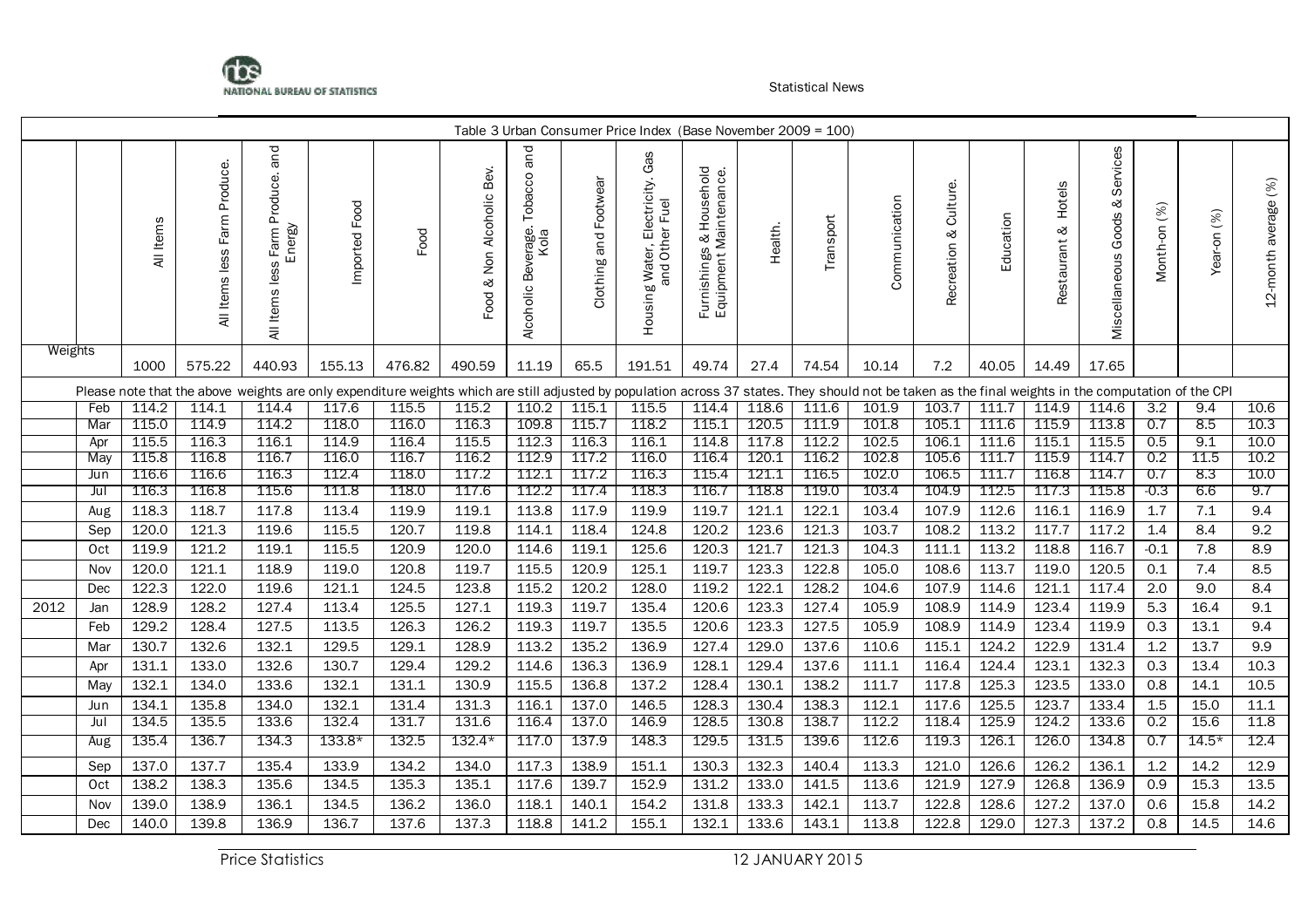Table 3 Urban Consumer Price Index (Base November 2009 = 100)

| | | All Items | All Items less Farm Produce. | All Items less Farm Produce. and Energy | Imported Food | Food | Food & Non Alcoholic Bev. | Alcoholic Beverage. Tobacco and Kola | Clothing and Footwear | Housing Water, Electricity. Gas and Other Fuel | Furnishings & Household Equipment Maintenance. | Health. | Transport | Communication | Recreation & Culture. | Education | Restaurant & Hotels | Miscellaneous Goods & Services | Month-on (%) | Year-on (%) | 12-month average (%) |
|---|---|---|---|---|---|---|---|---|---|---|---|---|---|---|---|---|---|---|---|---|---|
| Weights | | 1000 | 575.22 | 440.93 | 155.13 | 476.82 | 490.59 | 11.19 | 65.5 | 191.51 | 49.74 | 27.4 | 74.54 | 10.14 | 7.2 | 40.05 | 14.49 | 17.65 | | | |
| Please note that the above weights are only expenditure weights which are still adjusted by population across 37 states. They should not be taken as the final weights in the computation of the CPI | | | | | | | | | | | | | | | | | | | | | |
| | Feb | 114.2 | 114.1 | 114.4 | 117.6 | 115.5 | 115.2 | 110.2 | 115.1 | 115.5 | 114.4 | 118.6 | 111.6 | 101.9 | 103.7 | 111.7 | 114.9 | 114.6 | 3.2 | 9.4 | 10.6 |
| | Mar | 115.0 | 114.9 | 114.2 | 118.0 | 116.0 | 116.3 | 109.8 | 115.7 | 118.2 | 115.1 | 120.5 | 111.9 | 101.8 | 105.1 | 111.6 | 115.9 | 113.8 | 0.7 | 8.5 | 10.3 |
| | Apr | 115.5 | 116.3 | 116.1 | 114.9 | 116.4 | 115.5 | 112.3 | 116.3 | 116.1 | 114.8 | 117.8 | 112.2 | 102.5 | 106.1 | 111.6 | 115.1 | 115.5 | 0.5 | 9.1 | 10.0 |
| | May | 115.8 | 116.8 | 116.7 | 116.0 | 116.7 | 116.2 | 112.9 | 117.2 | 116.0 | 116.4 | 120.1 | 116.2 | 102.8 | 105.6 | 111.7 | 115.9 | 114.7 | 0.2 | 11.5 | 10.2 |
| | Jun | 116.6 | 116.6 | 116.3 | 112.4 | 118.0 | 117.2 | 112.1 | 117.2 | 116.3 | 115.4 | 121.1 | 116.5 | 102.0 | 106.5 | 111.7 | 116.8 | 114.7 | 0.7 | 8.3 | 10.0 |
| | Jul | 116.3 | 116.8 | 115.6 | 111.8 | 118.0 | 117.6 | 112.2 | 117.4 | 118.3 | 116.7 | 118.8 | 119.0 | 103.4 | 104.9 | 112.5 | 117.3 | 115.8 | -0.3 | 6.6 | 9.7 |
| | Aug | 118.3 | 118.7 | 117.8 | 113.4 | 119.9 | 119.1 | 113.8 | 117.9 | 119.9 | 119.7 | 121.1 | 122.1 | 103.4 | 107.9 | 112.6 | 116.1 | 116.9 | 1.7 | 7.1 | 9.4 |
| | Sep | 120.0 | 121.3 | 119.6 | 115.5 | 120.7 | 119.8 | 114.1 | 118.4 | 124.8 | 120.2 | 123.6 | 121.3 | 103.7 | 108.2 | 113.2 | 117.7 | 117.2 | 1.4 | 8.4 | 9.2 |
| | Oct | 119.9 | 121.2 | 119.1 | 115.5 | 120.9 | 120.0 | 114.6 | 119.1 | 125.6 | 120.3 | 121.7 | 121.3 | 104.3 | 111.1 | 113.2 | 118.8 | 116.7 | -0.1 | 7.8 | 8.9 |
| | Nov | 120.0 | 121.1 | 118.9 | 119.0 | 120.8 | 119.7 | 115.5 | 120.9 | 125.1 | 119.7 | 123.3 | 122.8 | 105.0 | 108.6 | 113.7 | 119.0 | 120.5 | 0.1 | 7.4 | 8.5 |
| | Dec | 122.3 | 122.0 | 119.6 | 121.1 | 124.5 | 123.8 | 115.2 | 120.2 | 128.0 | 119.2 | 122.1 | 128.2 | 104.6 | 107.9 | 114.6 | 121.1 | 117.4 | 2.0 | 9.0 | 8.4 |
| 2012 | Jan | 128.9 | 128.2 | 127.4 | 113.4 | 125.5 | 127.1 | 119.3 | 119.7 | 135.4 | 120.6 | 123.3 | 127.4 | 105.9 | 108.9 | 114.9 | 123.4 | 119.9 | 5.3 | 16.4 | 9.1 |
| | Feb | 129.2 | 128.4 | 127.5 | 113.5 | 126.3 | 126.2 | 119.3 | 119.7 | 135.5 | 120.6 | 123.3 | 127.5 | 105.9 | 108.9 | 114.9 | 123.4 | 119.9 | 0.3 | 13.1 | 9.4 |
| | Mar | 130.7 | 132.6 | 132.1 | 129.5 | 129.1 | 128.9 | 113.2 | 135.2 | 136.9 | 127.4 | 129.0 | 137.6 | 110.6 | 115.1 | 124.2 | 122.9 | 131.4 | 1.2 | 13.7 | 9.9 |
| | Apr | 131.1 | 133.0 | 132.6 | 130.7 | 129.4 | 129.2 | 114.6 | 136.3 | 136.9 | 128.1 | 129.4 | 137.6 | 111.1 | 116.4 | 124.4 | 123.1 | 132.3 | 0.3 | 13.4 | 10.3 |
| | May | 132.1 | 134.0 | 133.6 | 132.1 | 131.1 | 130.9 | 115.5 | 136.8 | 137.2 | 128.4 | 130.1 | 138.2 | 111.7 | 117.8 | 125.3 | 123.5 | 133.0 | 0.8 | 14.1 | 10.5 |
| | Jun | 134.1 | 135.8 | 134.0 | 132.1 | 131.4 | 131.3 | 116.1 | 137.0 | 146.5 | 128.3 | 130.4 | 138.3 | 112.1 | 117.6 | 125.5 | 123.7 | 133.4 | 1.5 | 15.0 | 11.1 |
| | Jul | 134.5 | 135.5 | 133.6 | 132.4 | 131.7 | 131.6 | 116.4 | 137.0 | 146.9 | 128.5 | 130.8 | 138.7 | 112.2 | 118.4 | 125.9 | 124.2 | 133.6 | 0.2 | 15.6 | 11.8 |
| | Aug | 135.4 | 136.7 | 134.3 | 133.8* | 132.5 | 132.4* | 117.0 | 137.9 | 148.3 | 129.5 | 131.5 | 139.6 | 112.6 | 119.3 | 126.1 | 126.0 | 134.8 | 0.7 | 14.5* | 12.4 |
| | Sep | 137.0 | 137.7 | 135.4 | 133.9 | 134.2 | 134.0 | 117.3 | 138.9 | 151.1 | 130.3 | 132.3 | 140.4 | 113.3 | 121.0 | 126.6 | 126.2 | 136.1 | 1.2 | 14.2 | 12.9 |
| | Oct | 138.2 | 138.3 | 135.6 | 134.5 | 135.3 | 135.1 | 117.6 | 139.7 | 152.9 | 131.2 | 133.0 | 141.5 | 113.6 | 121.9 | 127.9 | 126.8 | 136.9 | 0.9 | 15.3 | 13.5 |
| | Nov | 139.0 | 138.9 | 136.1 | 134.5 | 136.2 | 136.0 | 118.1 | 140.1 | 154.2 | 131.8 | 133.3 | 142.1 | 113.7 | 122.8 | 128.6 | 127.2 | 137.0 | 0.6 | 15.8 | 14.2 |
| | Dec | 140.0 | 139.8 | 136.9 | 136.7 | 137.6 | 137.3 | 118.8 | 141.2 | 155.1 | 132.1 | 133.6 | 143.1 | 113.8 | 122.8 | 129.0 | 127.3 | 137.2 | 0.8 | 14.5 | 14.6 |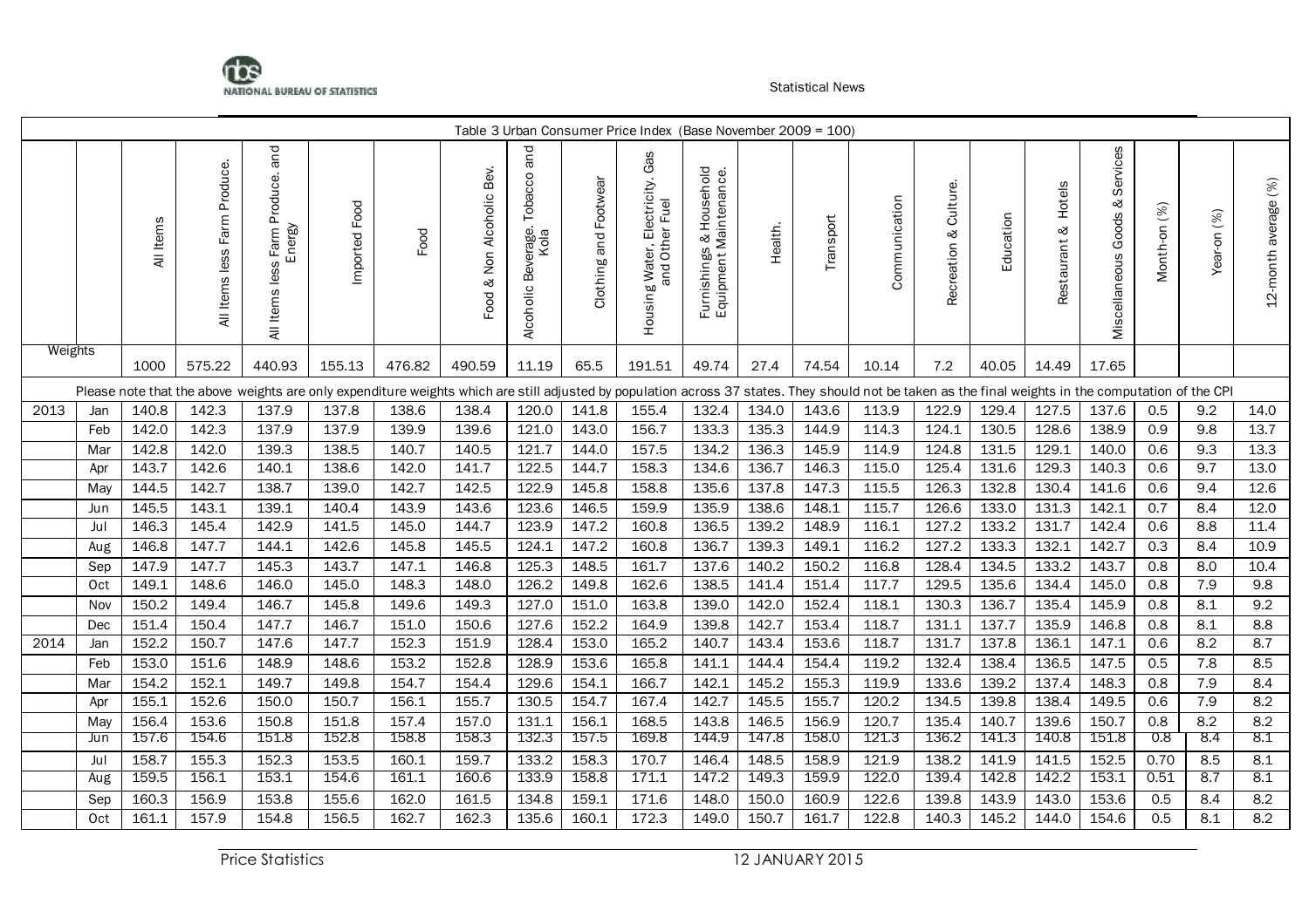Table 3 Urban Consumer Price Index (Base November 2009 = 100)

| | | All Items | All Items less Farm Produce. | All Items less Farm Produce. and Energy | Imported Food | Food | Food & Non Alcoholic Bev. | Alcoholic Beverage. Tobacco and Kola | Clothing and Footwear | Housing Water, Electricity. Gas and Other Fuel | Furnishings & Household Equipment Maintenance. | Health. | Transport | Communication | Recreation & Culture. | Education | Restaurant & Hotels | Miscellaneous Goods & Services | Month-on (%) | Year-on (%) | 12-month average (%) |
|---|---|---|---|---|---|---|---|---|---|---|---|---|---|---|---|---|---|---|---|---|---|
| Weights | | 1000 | 575.22 | 440.93 | 155.13 | 476.82 | 490.59 | 11.19 | 65.5 | 191.51 | 49.74 | 27.4 | 74.54 | 10.14 | 7.2 | 40.05 | 14.49 | 17.65 | | | |
| Please note that the above weights are only expenditure weights which are still adjusted by population across 37 states. They should not be taken as the final weights in the computation of the CPI | | | | | | | | | | | | | | | | | | | | | |
| 2013 | Jan | 140.8 | 142.3 | 137.9 | 137.8 | 138.6 | 138.4 | 120.0 | 141.8 | 155.4 | 132.4 | 134.0 | 143.6 | 113.9 | 122.9 | 129.4 | 127.5 | 137.6 | 0.5 | 9.2 | 14.0 |
| | Feb | 142.0 | 142.3 | 137.9 | 137.9 | 139.9 | 139.6 | 121.0 | 143.0 | 156.7 | 133.3 | 135.3 | 144.9 | 114.3 | 124.1 | 130.5 | 128.6 | 138.9 | 0.9 | 9.8 | 13.7 |
| | Mar | 142.8 | 142.0 | 139.3 | 138.5 | 140.7 | 140.5 | 121.7 | 144.0 | 157.5 | 134.2 | 136.3 | 145.9 | 114.9 | 124.8 | 131.5 | 129.1 | 140.0 | 0.6 | 9.3 | 13.3 |
| | Apr | 143.7 | 142.6 | 140.1 | 138.6 | 142.0 | 141.7 | 122.5 | 144.7 | 158.3 | 134.6 | 136.7 | 146.3 | 115.0 | 125.4 | 131.6 | 129.3 | 140.3 | 0.6 | 9.7 | 13.0 |
| | May | 144.5 | 142.7 | 138.7 | 139.0 | 142.7 | 142.5 | 122.9 | 145.8 | 158.8 | 135.6 | 137.8 | 147.3 | 115.5 | 126.3 | 132.8 | 130.4 | 141.6 | 0.6 | 9.4 | 12.6 |
| | Jun | 145.5 | 143.1 | 139.1 | 140.4 | 143.9 | 143.6 | 123.6 | 146.5 | 159.9 | 135.9 | 138.6 | 148.1 | 115.7 | 126.6 | 133.0 | 131.3 | 142.1 | 0.7 | 8.4 | 12.0 |
| | Jul | 146.3 | 145.4 | 142.9 | 141.5 | 145.0 | 144.7 | 123.9 | 147.2 | 160.8 | 136.5 | 139.2 | 148.9 | 116.1 | 127.2 | 133.2 | 131.7 | 142.4 | 0.6 | 8.8 | 11.4 |
| | Aug | 146.8 | 147.7 | 144.1 | 142.6 | 145.8 | 145.5 | 124.1 | 147.2 | 160.8 | 136.7 | 139.3 | 149.1 | 116.2 | 127.2 | 133.3 | 132.1 | 142.7 | 0.3 | 8.4 | 10.9 |
| | Sep | 147.9 | 147.7 | 145.3 | 143.7 | 147.1 | 146.8 | 125.3 | 148.5 | 161.7 | 137.6 | 140.2 | 150.2 | 116.8 | 128.4 | 134.5 | 133.2 | 143.7 | 0.8 | 8.0 | 10.4 |
| | Oct | 149.1 | 148.6 | 146.0 | 145.0 | 148.3 | 148.0 | 126.2 | 149.8 | 162.6 | 138.5 | 141.4 | 151.4 | 117.7 | 129.5 | 135.6 | 134.4 | 145.0 | 0.8 | 7.9 | 9.8 |
| | Nov | 150.2 | 149.4 | 146.7 | 145.8 | 149.6 | 149.3 | 127.0 | 151.0 | 163.8 | 139.0 | 142.0 | 152.4 | 118.1 | 130.3 | 136.7 | 135.4 | 145.9 | 0.8 | 8.1 | 9.2 |
| | Dec | 151.4 | 150.4 | 147.7 | 146.7 | 151.0 | 150.6 | 127.6 | 152.2 | 164.9 | 139.8 | 142.7 | 153.4 | 118.7 | 131.1 | 137.7 | 135.9 | 146.8 | 0.8 | 8.1 | 8.8 |
| 2014 | Jan | 152.2 | 150.7 | 147.6 | 147.7 | 152.3 | 151.9 | 128.4 | 153.0 | 165.2 | 140.7 | 143.4 | 153.6 | 118.7 | 131.7 | 137.8 | 136.1 | 147.1 | 0.6 | 8.2 | 8.7 |
| | Feb | 153.0 | 151.6 | 148.9 | 148.6 | 153.2 | 152.8 | 128.9 | 153.6 | 165.8 | 141.1 | 144.4 | 154.4 | 119.2 | 132.4 | 138.4 | 136.5 | 147.5 | 0.5 | 7.8 | 8.5 |
| | Mar | 154.2 | 152.1 | 149.7 | 149.8 | 154.7 | 154.4 | 129.6 | 154.1 | 166.7 | 142.1 | 145.2 | 155.3 | 119.9 | 133.6 | 139.2 | 137.4 | 148.3 | 0.8 | 7.9 | 8.4 |
| | Apr | 155.1 | 152.6 | 150.0 | 150.7 | 156.1 | 155.7 | 130.5 | 154.7 | 167.4 | 142.7 | 145.5 | 155.7 | 120.2 | 134.5 | 139.8 | 138.4 | 149.5 | 0.6 | 7.9 | 8.2 |
| | May | 156.4 | 153.6 | 150.8 | 151.8 | 157.4 | 157.0 | 131.1 | 156.1 | 168.5 | 143.8 | 146.5 | 156.9 | 120.7 | 135.4 | 140.7 | 139.6 | 150.7 | 0.8 | 8.2 | 8.2 |
| | Jun | 157.6 | 154.6 | 151.8 | 152.8 | 158.8 | 158.3 | 132.3 | 157.5 | 169.8 | 144.9 | 147.8 | 158.0 | 121.3 | 136.2 | 141.3 | 140.8 | 151.8 | 0.8 | 8.4 | 8.1 |
| | Jul | 158.7 | 155.3 | 152.3 | 153.5 | 160.1 | 159.7 | 133.2 | 158.3 | 170.7 | 146.4 | 148.5 | 158.9 | 121.9 | 138.2 | 141.9 | 141.5 | 152.5 | 0.70 | 8.5 | 8.1 |
| | Aug | 159.5 | 156.1 | 153.1 | 154.6 | 161.1 | 160.6 | 133.9 | 158.8 | 171.1 | 147.2 | 149.3 | 159.9 | 122.0 | 139.4 | 142.8 | 142.2 | 153.1 | 0.51 | 8.7 | 8.1 |
| | Sep | 160.3 | 156.9 | 153.8 | 155.6 | 162.0 | 161.5 | 134.8 | 159.1 | 171.6 | 148.0 | 150.0 | 160.9 | 122.6 | 139.8 | 143.9 | 143.0 | 153.6 | 0.5 | 8.4 | 8.2 |
| | Oct | 161.1 | 157.9 | 154.8 | 156.5 | 162.7 | 162.3 | 135.6 | 160.1 | 172.3 | 149.0 | 150.7 | 161.7 | 122.8 | 140.3 | 145.2 | 144.0 | 154.6 | 0.5 | 8.1 | 8.2 |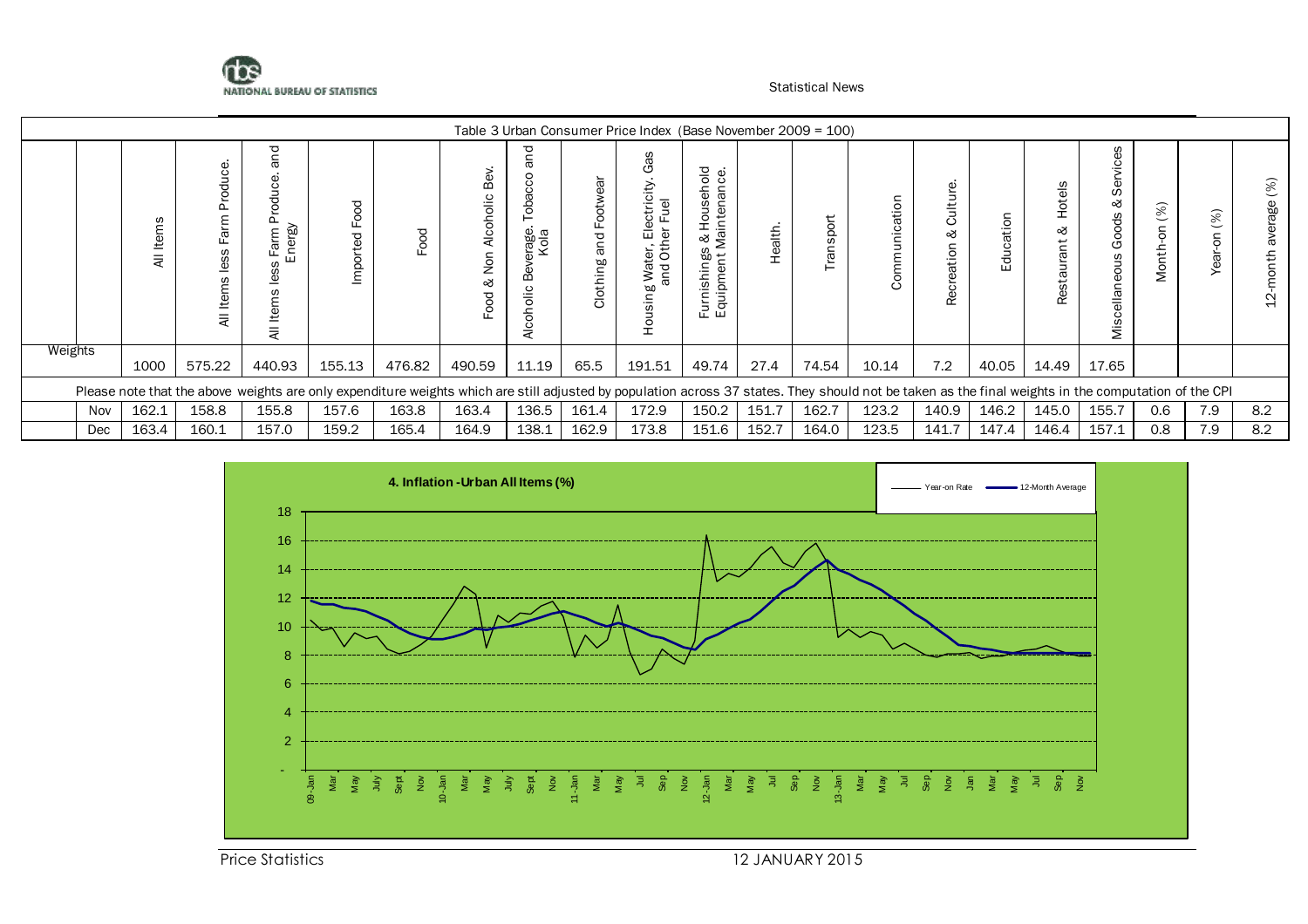Table 3 Urban Consumer Price Index (Base November 2009 = 100)

| | | All Items | All Items less Farm Produce. | All Items less Farm Produce. and Energy | Imported Food | Food | Food & Non Alcoholic Bev. | Alcoholic Beverage. Tobacco and Kola | Clothing and Footwear | Housing Water, Electricity. Gas and Other Fuel | Furnishings & Household Equipment Maintenance. | Health. | Transport | Communication | Recreation & Culture. | Education | Restaurant & Hotels | Miscellaneous Goods & Services | Month-on (%) | Year-on (%) | 12-month average (%) |
|---|---|---|---|---|---|---|---|---|---|---|---|---|---|---|---|---|---|---|---|---|---|
| Weights | | 1000 | 575.22 | 440.93 | 155.13 | 476.82 | 490.59 | 11.19 | 65.5 | 191.51 | 49.74 | 27.4 | 74.54 | 10.14 | 7.2 | 40.05 | 14.49 | 17.65 | | | |
| Please note that the above weights are only expenditure weights which are still adjusted by population across 37 states. They should not be taken as the final weights in the computation of the CPI | | | | | | | | | | | | | | | | | | | | | |
| | Nov | 162.1 | 158.8 | 155.8 | 157.6 | 163.8 | 163.4 | 136.5 | 161.4 | 172.9 | 150.2 | 151.7 | 162.7 | 123.2 | 140.9 | 146.2 | 145.0 | 155.7 | 0.6 | 7.9 | 8.2 |
| | Dec | 163.4 | 160.1 | 157.0 | 159.2 | 165.4 | 164.9 | 138.1 | 162.9 | 173.8 | 151.6 | 152.7 | 164.0 | 123.5 | 141.7 | 147.4 | 146.4 | 157.1 | 0.8 | 7.9 | 8.2 |

4. Inflation -Urban All Items (%)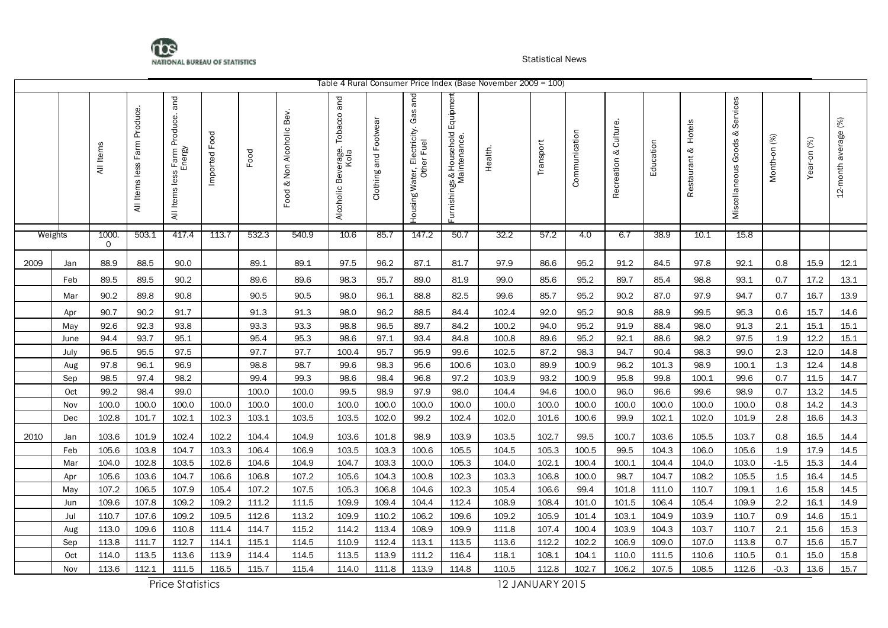Table 4 Rural Consumer Price Index (Base November 2009 = 100)

| | | All Items | All Items less Farm Produce. | All Items less Farm Produce. and Energy | Imported Food | Food | Food & Non Alcoholic Bev. | Alcoholic Beverage. Tobacco and Kola | Clothing and Footwear | Housing Water, Electricity. Gas and Other Fuel | Furnishings & Household Equipment Maintenance. | Health. | Transport | Communication | Recreation & Culture. | Education | Restaurant & Hotels | Miscellaneous Goods & Services | Month-on (%) | Year-on (%) | 12-month average (%) |
|---|---|---|---|---|---|---|---|---|---|---|---|---|---|---|---|---|---|---|---|---|---|
| Weights | | 1000.0 | 503.1 | 417.4 | 113.7 | 532.3 | 540.9 | 10.6 | 85.7 | 147.2 | 50.7 | 32.2 | 57.2 | 4.0 | 6.7 | 38.9 | 10.1 | 15.8 | | | |
| 2009 | Jan | 88.9 | 88.5 | 90.0 | | 89.1 | 89.1 | 97.5 | 96.2 | 87.1 | 81.7 | 97.9 | 86.6 | 95.2 | 91.2 | 84.5 | 97.8 | 92.1 | 0.8 | 15.9 | 12.1 |
| | Feb | 89.5 | 89.5 | 90.2 | | 89.6 | 89.6 | 98.3 | 95.7 | 89.0 | 81.9 | 99.0 | 85.6 | 95.2 | 89.7 | 85.4 | 98.8 | 93.1 | 0.7 | 17.2 | 13.1 |
| | Mar | 90.2 | 89.8 | 90.8 | | 90.5 | 90.5 | 98.0 | 96.1 | 88.8 | 82.5 | 99.6 | 85.7 | 95.2 | 90.2 | 87.0 | 97.9 | 94.7 | 0.7 | 16.7 | 13.9 |
| | Apr | 90.7 | 90.2 | 91.7 | | 91.3 | 91.3 | 98.0 | 96.2 | 88.5 | 84.4 | 102.4 | 92.0 | 95.2 | 90.8 | 88.9 | 99.5 | 95.3 | 0.6 | 15.7 | 14.6 |
| | May | 92.6 | 92.3 | 93.8 | | 93.3 | 93.3 | 98.8 | 96.5 | 89.7 | 84.2 | 100.2 | 94.0 | 95.2 | 91.9 | 88.4 | 98.0 | 91.3 | 2.1 | 15.1 | 15.1 |
| | June | 94.4 | 93.7 | 95.1 | | 95.4 | 95.3 | 98.6 | 97.1 | 93.4 | 84.8 | 100.8 | 89.6 | 95.2 | 92.1 | 88.6 | 98.2 | 97.5 | 1.9 | 12.2 | 15.1 |
| | July | 96.5 | 95.5 | 97.5 | | 97.7 | 97.7 | 100.4 | 95.7 | 95.9 | 99.6 | 102.5 | 87.2 | 98.3 | 94.7 | 90.4 | 98.3 | 99.0 | 2.3 | 12.0 | 14.8 |
| | Aug | 97.8 | 96.1 | 96.9 | | 98.8 | 98.7 | 99.6 | 98.3 | 95.6 | 100.6 | 103.0 | 89.9 | 100.9 | 96.2 | 101.3 | 98.9 | 100.1 | 1.3 | 12.4 | 14.8 |
| | Sep | 98.5 | 97.4 | 98.2 | | 99.4 | 99.3 | 98.6 | 98.4 | 96.8 | 97.2 | 103.9 | 93.2 | 100.9 | 95.8 | 99.8 | 100.1 | 99.6 | 0.7 | 11.5 | 14.7 |
| | Oct | 99.2 | 98.4 | 99.0 | | 100.0 | 100.0 | 99.5 | 98.9 | 97.9 | 98.0 | 104.4 | 94.6 | 100.0 | 96.0 | 96.6 | 99.6 | 98.9 | 0.7 | 13.2 | 14.5 |
| | Nov | 100.0 | 100.0 | 100.0 | 100.0 | 100.0 | 100.0 | 100.0 | 100.0 | 100.0 | 100.0 | 100.0 | 100.0 | 100.0 | 100.0 | 100.0 | 100.0 | 100.0 | 0.8 | 14.2 | 14.3 |
| | Dec | 102.8 | 101.7 | 102.1 | 102.3 | 103.1 | 103.5 | 103.5 | 102.0 | 99.2 | 102.4 | 102.0 | 101.6 | 100.6 | 99.9 | 102.1 | 102.0 | 101.9 | 2.8 | 16.6 | 14.3 |
| 2010 | Jan | 103.6 | 101.9 | 102.4 | 102.2 | 104.4 | 104.9 | 103.6 | 101.8 | 98.9 | 103.9 | 103.5 | 102.7 | 99.5 | 100.7 | 103.6 | 105.5 | 103.7 | 0.8 | 16.5 | 14.4 |
| | Feb | 105.6 | 103.8 | 104.7 | 103.3 | 106.4 | 106.9 | 103.5 | 103.3 | 100.6 | 105.5 | 104.5 | 105.3 | 100.5 | 99.5 | 104.3 | 106.0 | 105.6 | 1.9 | 17.9 | 14.5 |
| | Mar | 104.0 | 102.8 | 103.5 | 102.6 | 104.6 | 104.9 | 104.7 | 103.3 | 100.0 | 105.3 | 104.0 | 102.1 | 100.4 | 100.1 | 104.4 | 104.0 | 103.0 | -1.5 | 15.3 | 14.4 |
| | Apr | 105.6 | 103.6 | 104.7 | 106.6 | 106.8 | 107.2 | 105.6 | 104.3 | 100.8 | 102.3 | 103.3 | 106.8 | 100.0 | 98.7 | 104.7 | 108.2 | 105.5 | 1.5 | 16.4 | 14.5 |
| | May | 107.2 | 106.5 | 107.9 | 105.4 | 107.2 | 107.5 | 105.3 | 106.8 | 104.6 | 102.3 | 105.4 | 106.6 | 99.4 | 101.8 | 111.0 | 110.7 | 109.1 | 1.6 | 15.8 | 14.5 |
| | Jun | 109.6 | 107.8 | 109.2 | 109.2 | 111.2 | 111.5 | 109.9 | 109.4 | 104.4 | 112.4 | 108.9 | 108.4 | 101.0 | 101.5 | 106.4 | 105.4 | 109.9 | 2.2 | 16.1 | 14.9 |
| | Jul | 110.7 | 107.6 | 109.2 | 109.5 | 112.6 | 113.2 | 109.9 | 110.2 | 106.2 | 109.6 | 109.2 | 105.9 | 101.4 | 103.1 | 104.9 | 103.9 | 110.7 | 0.9 | 14.6 | 15.1 |
| | Aug | 113.0 | 109.6 | 110.8 | 111.4 | 114.7 | 115.2 | 114.2 | 113.4 | 108.9 | 109.9 | 111.8 | 107.4 | 100.4 | 103.9 | 104.3 | 103.7 | 110.7 | 2.1 | 15.6 | 15.3 |
| | Sep | 113.8 | 111.7 | 112.7 | 114.1 | 115.1 | 114.5 | 110.9 | 112.4 | 113.1 | 113.5 | 113.6 | 112.2 | 102.2 | 106.9 | 109.0 | 107.0 | 113.8 | 0.7 | 15.6 | 15.7 |
| | Oct | 114.0 | 113.5 | 113.6 | 113.9 | 114.4 | 114.5 | 113.5 | 113.9 | 111.2 | 116.4 | 118.1 | 108.1 | 104.1 | 110.0 | 111.5 | 110.6 | 110.5 | 0.1 | 15.0 | 15.8 |
| | Nov | 113.6 | 112.1 | 111.5 | 116.5 | 115.7 | 115.4 | 114.0 | 111.8 | 113.9 | 114.8 | 110.5 | 112.8 | 102.7 | 106.2 | 107.5 | 108.5 | 112.6 | -0.3 | 13.6 | 15.7 |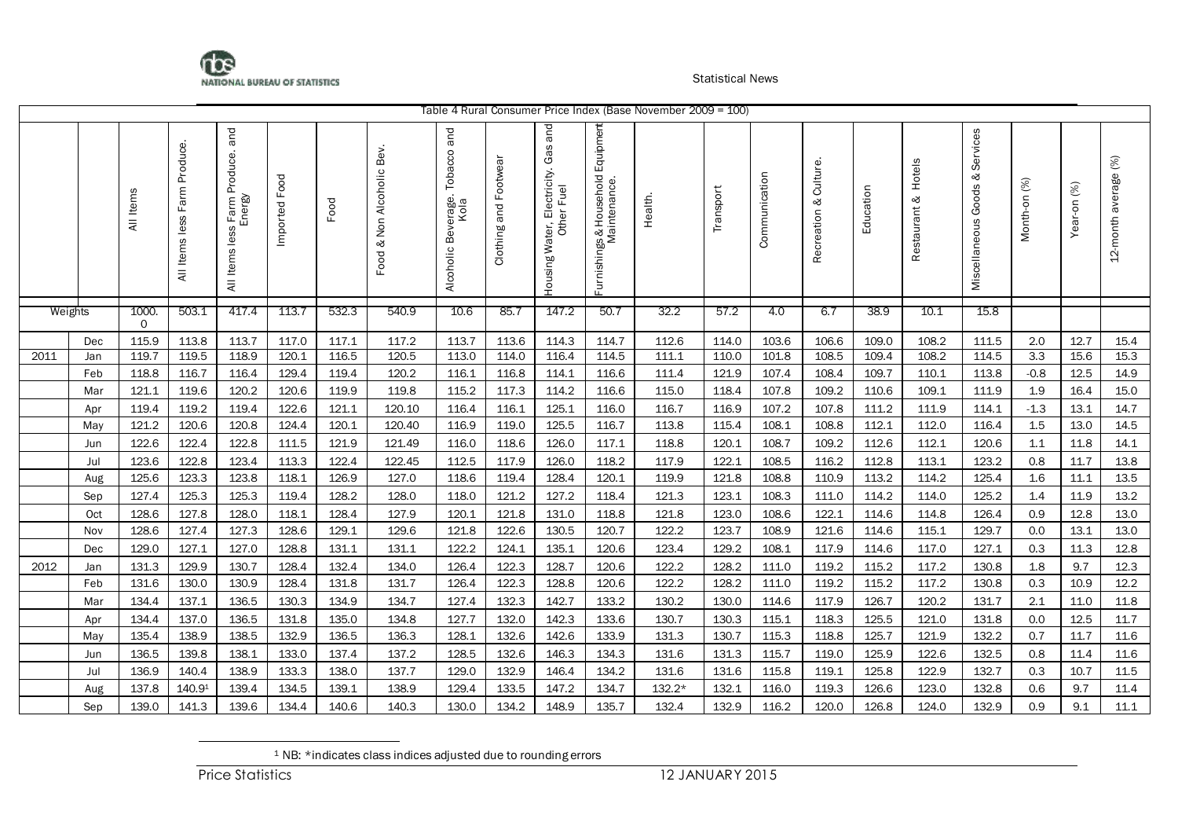Table 4 Rural Consumer Price Index (Base November 2009 = 100)

| | | All Items | All Items less Farm Produce. | All Items less Farm Produce. and Energy | Imported Food | Food | Food & Non Alcoholic Bev. | Alcoholic Beverage. Tobacco and Kola | Clothing and Footwear | Housing Water, Electricity. Gas and Other Fuel | Furnishings & Household Equipment Maintenance. | Health. | Transport | Communication | Recreation & Culture. | Education | Restaurant & Hotels | Miscellaneous Goods & Services | Month-on (%) | Year-on (%) | 12-month average (%) |
|---|---|---|---|---|---|---|---|---|---|---|---|---|---|---|---|---|---|---|---|---|---|
| Weights | | 1000.0 | 503.1 | 417.4 | 113.7 | 532.3 | 540.9 | 10.6 | 85.7 | 147.2 | 50.7 | 32.2 | 57.2 | 4.0 | 6.7 | 38.9 | 10.1 | 15.8 | | | |
| | Dec | 115.9 | 113.8 | 113.7 | 117.0 | 117.1 | 117.2 | 113.7 | 113.6 | 114.3 | 114.7 | 112.6 | 114.0 | 103.6 | 106.6 | 109.0 | 108.2 | 111.5 | 2.0 | 12.7 | 15.4 |
| 2011 | Jan | 119.7 | 119.5 | 118.9 | 120.1 | 116.5 | 120.5 | 113.0 | 114.0 | 116.4 | 114.5 | 111.1 | 110.0 | 101.8 | 108.5 | 109.4 | 108.2 | 114.5 | 3.3 | 15.6 | 15.3 |
| | Feb | 118.8 | 116.7 | 116.4 | 129.4 | 119.4 | 120.2 | 116.1 | 116.8 | 114.1 | 116.6 | 111.4 | 121.9 | 107.4 | 108.4 | 109.7 | 110.1 | 113.8 | -0.8 | 12.5 | 14.9 |
| | Mar | 121.1 | 119.6 | 120.2 | 120.6 | 119.9 | 119.8 | 115.2 | 117.3 | 114.2 | 116.6 | 115.0 | 118.4 | 107.8 | 109.2 | 110.6 | 109.1 | 111.9 | 1.9 | 16.4 | 15.0 |
| | Apr | 119.4 | 119.2 | 119.4 | 122.6 | 121.1 | 120.10 | 116.4 | 116.1 | 125.1 | 116.0 | 116.7 | 116.9 | 107.2 | 107.8 | 111.2 | 111.9 | 114.1 | -1.3 | 13.1 | 14.7 |
| | May | 121.2 | 120.6 | 120.8 | 124.4 | 120.1 | 120.40 | 116.9 | 119.0 | 125.5 | 116.7 | 113.8 | 115.4 | 108.1 | 108.8 | 112.1 | 112.0 | 116.4 | 1.5 | 13.0 | 14.5 |
| | Jun | 122.6 | 122.4 | 122.8 | 111.5 | 121.9 | 121.49 | 116.0 | 118.6 | 126.0 | 117.1 | 118.8 | 120.1 | 108.7 | 109.2 | 112.6 | 112.1 | 120.6 | 1.1 | 11.8 | 14.1 |
| | Jul | 123.6 | 122.8 | 123.4 | 113.3 | 122.4 | 122.45 | 112.5 | 117.9 | 126.0 | 118.2 | 117.9 | 122.1 | 108.5 | 116.2 | 112.8 | 113.1 | 123.2 | 0.8 | 11.7 | 13.8 |
| | Aug | 125.6 | 123.3 | 123.8 | 118.1 | 126.9 | 127.0 | 118.6 | 119.4 | 128.4 | 120.1 | 119.9 | 121.8 | 108.8 | 110.9 | 113.2 | 114.2 | 125.4 | 1.6 | 11.1 | 13.5 |
| | Sep | 127.4 | 125.3 | 125.3 | 119.4 | 128.2 | 128.0 | 118.0 | 121.2 | 127.2 | 118.4 | 121.3 | 123.1 | 108.3 | 111.0 | 114.2 | 114.0 | 125.2 | 1.4 | 11.9 | 13.2 |
| | Oct | 128.6 | 127.8 | 128.0 | 118.1 | 128.4 | 127.9 | 120.1 | 121.8 | 131.0 | 118.8 | 121.8 | 123.0 | 108.6 | 122.1 | 114.6 | 114.8 | 126.4 | 0.9 | 12.8 | 13.0 |
| | Nov | 128.6 | 127.4 | 127.3 | 128.6 | 129.1 | 129.6 | 121.8 | 122.6 | 130.5 | 120.7 | 122.2 | 123.7 | 108.9 | 121.6 | 114.6 | 115.1 | 129.7 | 0.0 | 13.1 | 13.0 |
| | Dec | 129.0 | 127.1 | 127.0 | 128.8 | 131.1 | 131.1 | 122.2 | 124.1 | 135.1 | 120.6 | 123.4 | 129.2 | 108.1 | 117.9 | 114.6 | 117.0 | 127.1 | 0.3 | 11.3 | 12.8 |
| 2012 | Jan | 131.3 | 129.9 | 130.7 | 128.4 | 132.4 | 134.0 | 126.4 | 122.3 | 128.7 | 120.6 | 122.2 | 128.2 | 111.0 | 119.2 | 115.2 | 117.2 | 130.8 | 1.8 | 9.7 | 12.3 |
| | Feb | 131.6 | 130.0 | 130.9 | 128.4 | 131.8 | 131.7 | 126.4 | 122.3 | 128.8 | 120.6 | 122.2 | 128.2 | 111.0 | 119.2 | 115.2 | 117.2 | 130.8 | 0.3 | 10.9 | 12.2 |
| | Mar | 134.4 | 137.1 | 136.5 | 130.3 | 134.9 | 134.7 | 127.4 | 132.3 | 142.7 | 133.2 | 130.2 | 130.0 | 114.6 | 117.9 | 126.7 | 120.2 | 131.7 | 2.1 | 11.0 | 11.8 |
| | Apr | 134.4 | 137.0 | 136.5 | 131.8 | 135.0 | 134.8 | 127.7 | 132.0 | 142.3 | 133.6 | 130.7 | 130.3 | 115.1 | 118.3 | 125.5 | 121.0 | 131.8 | 0.0 | 12.5 | 11.7 |
| | May | 135.4 | 138.9 | 138.5 | 132.9 | 136.5 | 136.3 | 128.1 | 132.6 | 142.6 | 133.9 | 131.3 | 130.7 | 115.3 | 118.8 | 125.7 | 121.9 | 132.2 | 0.7 | 11.7 | 11.6 |
| | Jun | 136.5 | 139.8 | 138.1 | 133.0 | 137.4 | 137.2 | 128.5 | 132.6 | 146.3 | 134.3 | 131.6 | 131.3 | 115.7 | 119.0 | 125.9 | 122.6 | 132.5 | 0.8 | 11.4 | 11.6 |
| | Jul | 136.9 | 140.4 | 138.9 | 133.3 | 138.0 | 137.7 | 129.0 | 132.9 | 146.4 | 134.2 | 131.6 | 131.6 | 115.8 | 119.1 | 125.8 | 122.9 | 132.7 | 0.3 | 10.7 | 11.5 |
| | Aug | 137.8 | 140.9[1] | 139.4 | 134.5 | 139.1 | 138.9 | 129.4 | 133.5 | 147.2 | 134.7 | 132.2* | 132.1 | 116.0 | 119.3 | 126.6 | 123.0 | 132.8 | 0.6 | 9.7 | 11.4 |
| | Sep | 139.0 | 141.3 | 139.6 | 134.4 | 140.6 | 140.3 | 130.0 | 134.2 | 148.9 | 135.7 | 132.4 | 132.9 | 116.2 | 120.0 | 126.8 | 124.0 | 132.9 | 0.9 | 9.1 | 11.1 |

[1] NB: *indicates class indices adjusted due to rounding errors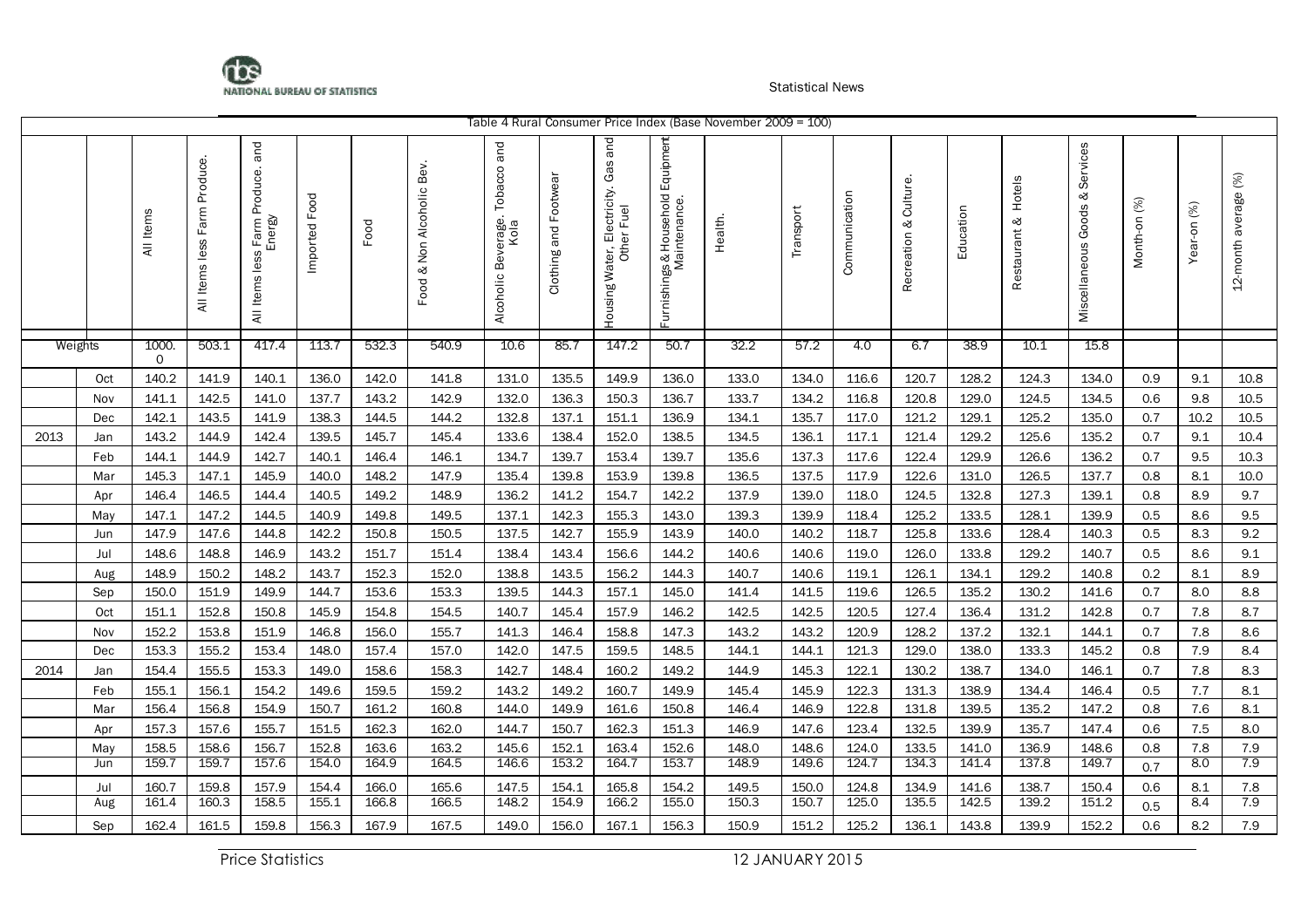Table 4 Rural Consumer Price Index (Base November 2009 = 100)

| | | All Items | All Items less Farm Produce. | All Items less Farm Produce. and Energy | Imported Food | Food | Food & Non Alcoholic Bev. | Alcoholic Beverage. Tobacco and Kola | Clothing and Footwear | Housing Water, Electricity. Gas and Other Fuel | Furnishings & Household Equipment Maintenance. | Health. | Transport | Communication | Recreation & Culture. | Education | Restaurant & Hotels | Miscellaneous Goods & Services | Month-on (%) | Year-on (%) | 12-month average (%) |
|---|---|---|---|---|---|---|---|---|---|---|---|---|---|---|---|---|---|---|---|---|---|
| Weights | | 1000.0 | 503.1 | 417.4 | 113.7 | 532.3 | 540.9 | 10.6 | 85.7 | 147.2 | 50.7 | 32.2 | 57.2 | 4.0 | 6.7 | 38.9 | 10.1 | 15.8 | | | |
| | Oct | 140.2 | 141.9 | 140.1 | 136.0 | 142.0 | 141.8 | 131.0 | 135.5 | 149.9 | 136.0 | 133.0 | 134.0 | 116.6 | 120.7 | 128.2 | 124.3 | 134.0 | 0.9 | 9.1 | 10.8 |
| | Nov | 141.1 | 142.5 | 141.0 | 137.7 | 143.2 | 142.9 | 132.0 | 136.3 | 150.3 | 136.7 | 133.7 | 134.2 | 116.8 | 120.8 | 129.0 | 124.5 | 134.5 | 0.6 | 9.8 | 10.5 |
| | Dec | 142.1 | 143.5 | 141.9 | 138.3 | 144.5 | 144.2 | 132.8 | 137.1 | 151.1 | 136.9 | 134.1 | 135.7 | 117.0 | 121.2 | 129.1 | 125.2 | 135.0 | 0.7 | 10.2 | 10.5 |
| 2013 | Jan | 143.2 | 144.9 | 142.4 | 139.5 | 145.7 | 145.4 | 133.6 | 138.4 | 152.0 | 138.5 | 134.5 | 136.1 | 117.1 | 121.4 | 129.2 | 125.6 | 135.2 | 0.7 | 9.1 | 10.4 |
| | Feb | 144.1 | 144.9 | 142.7 | 140.1 | 146.4 | 146.1 | 134.7 | 139.7 | 153.4 | 139.7 | 135.6 | 137.3 | 117.6 | 122.4 | 129.9 | 126.6 | 136.2 | 0.7 | 9.5 | 10.3 |
| | Mar | 145.3 | 147.1 | 145.9 | 140.0 | 148.2 | 147.9 | 135.4 | 139.8 | 153.9 | 139.8 | 136.5 | 137.5 | 117.9 | 122.6 | 131.0 | 126.5 | 137.7 | 0.8 | 8.1 | 10.0 |
| | Apr | 146.4 | 146.5 | 144.4 | 140.5 | 149.2 | 148.9 | 136.2 | 141.2 | 154.7 | 142.2 | 137.9 | 139.0 | 118.0 | 124.5 | 132.8 | 127.3 | 139.1 | 0.8 | 8.9 | 9.7 |
| | May | 147.1 | 147.2 | 144.5 | 140.9 | 149.8 | 149.5 | 137.1 | 142.3 | 155.3 | 143.0 | 139.3 | 139.9 | 118.4 | 125.2 | 133.5 | 128.1 | 139.9 | 0.5 | 8.6 | 9.5 |
| | Jun | 147.9 | 147.6 | 144.8 | 142.2 | 150.8 | 150.5 | 137.5 | 142.7 | 155.9 | 143.9 | 140.0 | 140.2 | 118.7 | 125.8 | 133.6 | 128.4 | 140.3 | 0.5 | 8.3 | 9.2 |
| | Jul | 148.6 | 148.8 | 146.9 | 143.2 | 151.7 | 151.4 | 138.4 | 143.4 | 156.6 | 144.2 | 140.6 | 140.6 | 119.0 | 126.0 | 133.8 | 129.2 | 140.7 | 0.5 | 8.6 | 9.1 |
| | Aug | 148.9 | 150.2 | 148.2 | 143.7 | 152.3 | 152.0 | 138.8 | 143.5 | 156.2 | 144.3 | 140.7 | 140.6 | 119.1 | 126.1 | 134.1 | 129.2 | 140.8 | 0.2 | 8.1 | 8.9 |
| | Sep | 150.0 | 151.9 | 149.9 | 144.7 | 153.6 | 153.3 | 139.5 | 144.3 | 157.1 | 145.0 | 141.4 | 141.5 | 119.6 | 126.5 | 135.2 | 130.2 | 141.6 | 0.7 | 8.0 | 8.8 |
| | Oct | 151.1 | 152.8 | 150.8 | 145.9 | 154.8 | 154.5 | 140.7 | 145.4 | 157.9 | 146.2 | 142.5 | 142.5 | 120.5 | 127.4 | 136.4 | 131.2 | 142.8 | 0.7 | 7.8 | 8.7 |
| | Nov | 152.2 | 153.8 | 151.9 | 146.8 | 156.0 | 155.7 | 141.3 | 146.4 | 158.8 | 147.3 | 143.2 | 143.2 | 120.9 | 128.2 | 137.2 | 132.1 | 144.1 | 0.7 | 7.8 | 8.6 |
| | Dec | 153.3 | 155.2 | 153.4 | 148.0 | 157.4 | 157.0 | 142.0 | 147.5 | 159.5 | 148.5 | 144.1 | 144.1 | 121.3 | 129.0 | 138.0 | 133.3 | 145.2 | 0.8 | 7.9 | 8.4 |
| 2014 | Jan | 154.4 | 155.5 | 153.3 | 149.0 | 158.6 | 158.3 | 142.7 | 148.4 | 160.2 | 149.2 | 144.9 | 145.3 | 122.1 | 130.2 | 138.7 | 134.0 | 146.1 | 0.7 | 7.8 | 8.3 |
| | Feb | 155.1 | 156.1 | 154.2 | 149.6 | 159.5 | 159.2 | 143.2 | 149.2 | 160.7 | 149.9 | 145.4 | 145.9 | 122.3 | 131.3 | 138.9 | 134.4 | 146.4 | 0.5 | 7.7 | 8.1 |
| | Mar | 156.4 | 156.8 | 154.9 | 150.7 | 161.2 | 160.8 | 144.0 | 149.9 | 161.6 | 150.8 | 146.4 | 146.9 | 122.8 | 131.8 | 139.5 | 135.2 | 147.2 | 0.8 | 7.6 | 8.1 |
| | Apr | 157.3 | 157.6 | 155.7 | 151.5 | 162.3 | 162.0 | 144.7 | 150.7 | 162.3 | 151.3 | 146.9 | 147.6 | 123.4 | 132.5 | 139.9 | 135.7 | 147.4 | 0.6 | 7.5 | 8.0 |
| | May | 158.5 | 158.6 | 156.7 | 152.8 | 163.6 | 163.2 | 145.6 | 152.1 | 163.4 | 152.6 | 148.0 | 148.6 | 124.0 | 133.5 | 141.0 | 136.9 | 148.6 | 0.8 | 7.8 | 7.9 |
| | Jun | 159.7 | 159.7 | 157.6 | 154.0 | 164.9 | 164.5 | 146.6 | 153.2 | 164.7 | 153.7 | 148.9 | 149.6 | 124.7 | 134.3 | 141.4 | 137.8 | 149.7 | 0.7 | 8.0 | 7.9 |
| | Jul | 160.7 | 159.8 | 157.9 | 154.4 | 166.0 | 165.6 | 147.5 | 154.1 | 165.8 | 154.2 | 149.5 | 150.0 | 124.8 | 134.9 | 141.6 | 138.7 | 150.4 | 0.6 | 8.1 | 7.8 |
| | Aug | 161.4 | 160.3 | 158.5 | 155.1 | 166.8 | 166.5 | 148.2 | 154.9 | 166.2 | 155.0 | 150.3 | 150.7 | 125.0 | 135.5 | 142.5 | 139.2 | 151.2 | 0.5 | 8.4 | 7.9 |
| | Sep | 162.4 | 161.5 | 159.8 | 156.3 | 167.9 | 167.5 | 149.0 | 156.0 | 167.1 | 156.3 | 150.9 | 151.2 | 125.2 | 136.1 | 143.8 | 139.9 | 152.2 | 0.6 | 8.2 | 7.9 |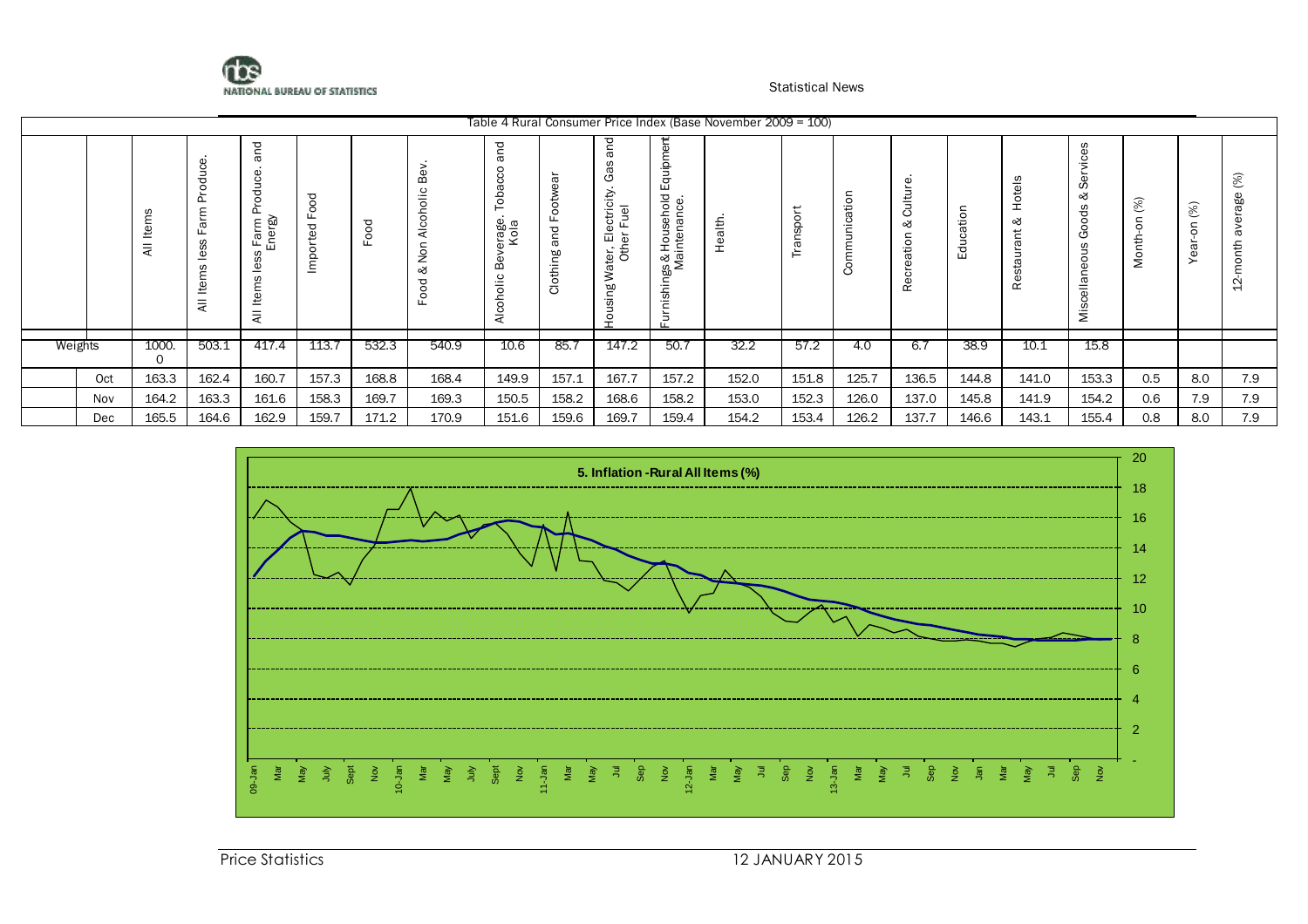Table 4 Rural Consumer Price Index (Base November 2009 = 100)

| | | All Items | All Items less Farm Produce. | All Items less Farm Produce. and Energy | Imported Food | Food | Food & Non Alcoholic Bev. | Alcoholic Beverage. Tobacco and Kola | Clothing and Footwear | Housing Water, Electricity. Gas and Other Fuel | Furnishings & Household Equipment Maintenance. | Health. | Transport | Communication | Recreation & Culture. | Education | Restaurant & Hotels | Miscellaneous Goods & Services | Month-on (%) | Year-on (%) | 12-month average (%) |
|---|---|---|---|---|---|---|---|---|---|---|---|---|---|---|---|---|---|---|---|---|---|
| Weights | | 1000.0 | 503.1 | 417.4 | 113.7 | 532.3 | 540.9 | 10.6 | 85.7 | 147.2 | 50.7 | 32.2 | 57.2 | 4.0 | 6.7 | 38.9 | 10.1 | 15.8 | | | |
| | Oct | 163.3 | 162.4 | 160.7 | 157.3 | 168.8 | 168.4 | 149.9 | 157.1 | 167.7 | 157.2 | 152.0 | 151.8 | 125.7 | 136.5 | 144.8 | 141.0 | 153.3 | 0.5 | 8.0 | 7.9 |
| | Nov | 164.2 | 163.3 | 161.6 | 158.3 | 169.7 | 169.3 | 150.5 | 158.2 | 168.6 | 158.2 | 153.0 | 152.3 | 126.0 | 137.0 | 145.8 | 141.9 | 154.2 | 0.6 | 7.9 | 7.9 |
| | Dec | 165.5 | 164.6 | 162.9 | 159.7 | 171.2 | 170.9 | 151.6 | 159.6 | 169.7 | 159.4 | 154.2 | 153.4 | 126.2 | 137.7 | 146.6 | 143.1 | 155.4 | 0.8 | 8.0 | 7.9 |

5. Inflation -Rural All Items (%)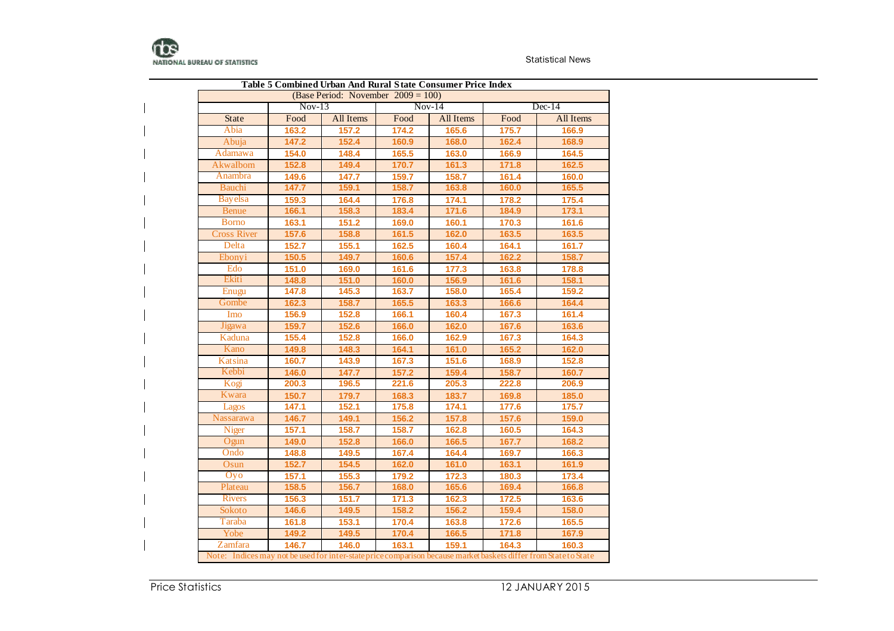**Table 5 Combined Urban And Rural State Consumer Price Index**

(Base Period: November 2009 = 100)

| | Nov-13 | | Nov-14 | | Dec-14 | |
|---|---|---|---|---|---|---|
| State | Food | All Items | Food | All Items | Food | All Items |
| Abia | 163.2 | 157.2 | 174.2 | 165.6 | 175.7 | 166.9 |
| Abuja | 147.2 | 152.4 | 160.9 | 168.0 | 162.4 | 168.9 |
| Adamawa | 154.0 | 148.4 | 165.5 | 163.0 | 166.9 | 164.5 |
| AkwaIbom | 152.8 | 149.4 | 170.7 | 161.3 | 171.8 | 162.5 |
| Anambra | 149.6 | 147.7 | 159.7 | 158.7 | 161.4 | 160.0 |
| Bauchi | 147.7 | 159.1 | 158.7 | 163.8 | 160.0 | 165.5 |
| Bayelsa | 159.3 | 164.4 | 176.8 | 174.1 | 178.2 | 175.4 |
| Benue | 166.1 | 158.3 | 183.4 | 171.6 | 184.9 | 173.1 |
| Borno | 163.1 | 151.2 | 169.0 | 160.1 | 170.3 | 161.6 |
| Cross River | 157.6 | 158.8 | 161.5 | 162.0 | 163.5 | 163.5 |
| Delta | 152.7 | 155.1 | 162.5 | 160.4 | 164.1 | 161.7 |
| Ebonyi | 150.5 | 149.7 | 160.6 | 157.4 | 162.2 | 158.7 |
| Edo | 151.0 | 169.0 | 161.6 | 177.3 | 163.8 | 178.8 |
| Ekiti | 148.8 | 151.0 | 160.0 | 156.9 | 161.6 | 158.1 |
| Enugu | 147.8 | 145.3 | 163.7 | 158.0 | 165.4 | 159.2 |
| Gombe | 162.3 | 158.7 | 165.5 | 163.3 | 166.6 | 164.4 |
| Imo | 156.9 | 152.8 | 166.1 | 160.4 | 167.3 | 161.4 |
| Jigawa | 159.7 | 152.6 | 166.0 | 162.0 | 167.6 | 163.6 |
| Kaduna | 155.4 | 152.8 | 166.0 | 162.9 | 167.3 | 164.3 |
| Kano | 149.8 | 148.3 | 164.1 | 161.0 | 165.2 | 162.0 |
| Katsina | 160.7 | 143.9 | 167.3 | 151.6 | 168.9 | 152.8 |
| Kebbi | 146.0 | 147.7 | 157.2 | 159.4 | 158.7 | 160.7 |
| Kogi | 200.3 | 196.5 | 221.6 | 205.3 | 222.8 | 206.9 |
| Kwara | 150.7 | 179.7 | 168.3 | 183.7 | 169.8 | 185.0 |
| Lagos | 147.1 | 152.1 | 175.8 | 174.1 | 177.6 | 175.7 |
| Nassarawa | 146.7 | 149.1 | 156.2 | 157.8 | 157.6 | 159.0 |
| Niger | 157.1 | 158.7 | 158.7 | 162.8 | 160.5 | 164.3 |
| Ogun | 149.0 | 152.8 | 166.0 | 166.5 | 167.7 | 168.2 |
| Ondo | 148.8 | 149.5 | 167.4 | 164.4 | 169.7 | 166.3 |
| Osun | 152.7 | 154.5 | 162.0 | 161.0 | 163.1 | 161.9 |
| Oyo | 157.1 | 155.3 | 179.2 | 172.3 | 180.3 | 173.4 |
| Plateau | 158.5 | 156.7 | 168.0 | 165.6 | 169.4 | 166.8 |
| Rivers | 156.3 | 151.7 | 171.3 | 162.3 | 172.5 | 163.6 |
| Sokoto | 146.6 | 149.5 | 158.2 | 156.2 | 159.4 | 158.0 |
| Taraba | 161.8 | 153.1 | 170.4 | 163.8 | 172.6 | 165.5 |
| Yobe | 149.2 | 149.5 | 170.4 | 166.5 | 171.8 | 167.9 |
| Zamfara | 146.7 | 146.0 | 163.1 | 159.1 | 164.3 | 160.3 |

Note: Indices may not be used for inter-state price comparison because market baskets differ from State to State